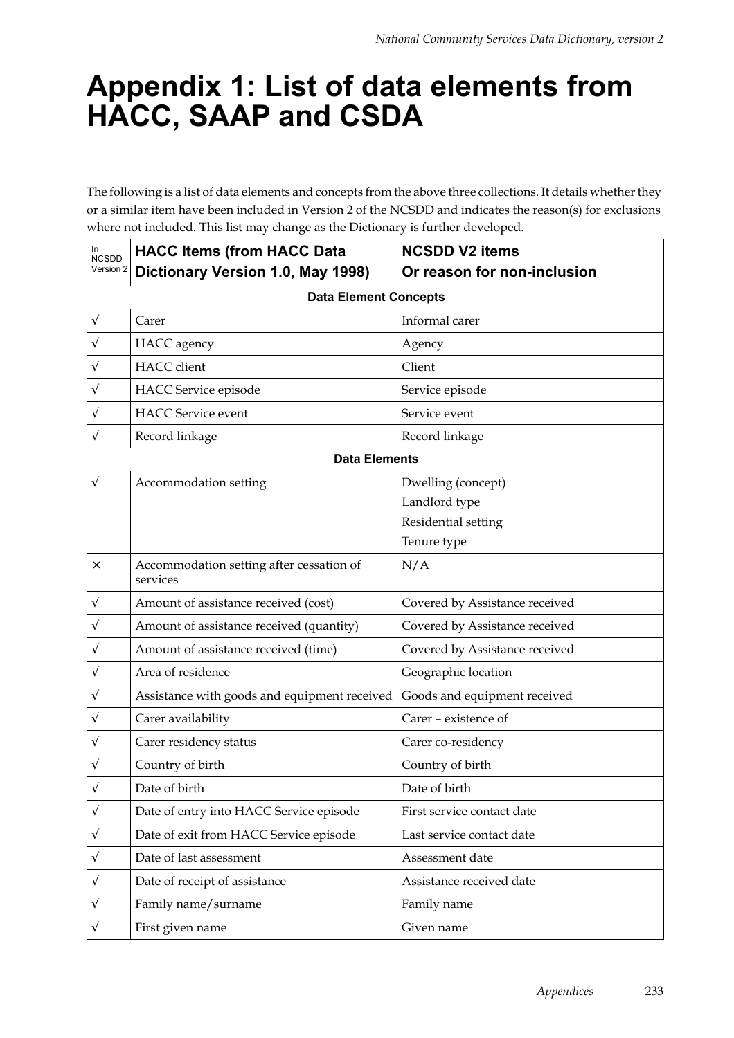# Appendix 1: List of data elements from HACC, SAAP and CSDA

The following is a list of data elements and concepts from the above three collections. It details whether they or a similar item have been included in Version 2 of the NCSDD and indicates the reason(s) for exclusions where not included. This list may change as the Dictionary is further developed.

| In NCSDD Version 2 | HACC Items (from HACC Data Dictionary Version 1.0, May 1998) | NCSDD V2 items Or reason for non-inclusion |
|---|---|---|
| | **Data Element Concepts** | |
| √ | Carer | Informal carer |
| √ | HACC agency | Agency |
| √ | HACC client | Client |
| √ | HACC Service episode | Service episode |
| √ | HACC Service event | Service event |
| √ | Record linkage | Record linkage |
| | **Data Elements** | |
| √ | Accommodation setting | Dwelling (concept)<br>Landlord type<br>Residential setting<br>Tenure type |
| × | Accommodation setting after cessation of services | N/A |
| √ | Amount of assistance received (cost) | Covered by Assistance received |
| √ | Amount of assistance received (quantity) | Covered by Assistance received |
| √ | Amount of assistance received (time) | Covered by Assistance received |
| √ | Area of residence | Geographic location |
| √ | Assistance with goods and equipment received | Goods and equipment received |
| √ | Carer availability | Carer – existence of |
| √ | Carer residency status | Carer co-residency |
| √ | Country of birth | Country of birth |
| √ | Date of birth | Date of birth |
| √ | Date of entry into HACC Service episode | First service contact date |
| √ | Date of exit from HACC Service episode | Last service contact date |
| √ | Date of last assessment | Assessment date |
| √ | Date of receipt of assistance | Assistance received date |
| √ | Family name/surname | Family name |
| √ | First given name | Given name |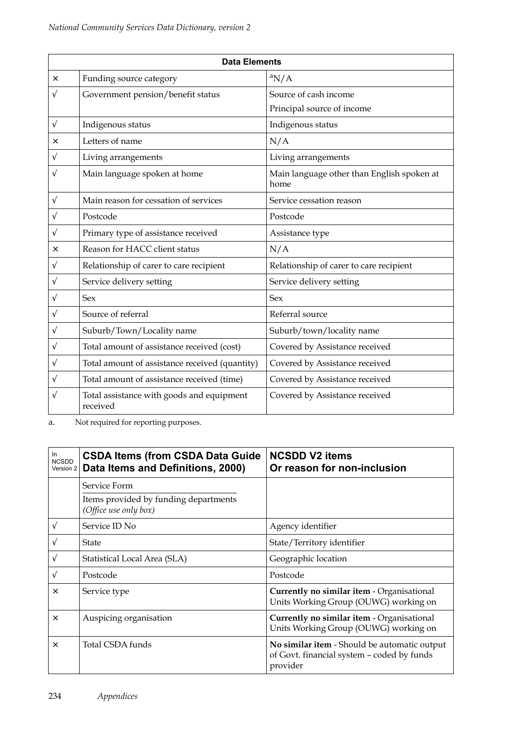| Data Elements | | |
|---|---|---|
| × | Funding source category | [a]N/A |
| √ | Government pension/benefit status | Source of cash income<br>Principal source of income |
| √ | Indigenous status | Indigenous status |
| × | Letters of name | N/A |
| √ | Living arrangements | Living arrangements |
| √ | Main language spoken at home | Main language other than English spoken at home |
| √ | Main reason for cessation of services | Service cessation reason |
| √ | Postcode | Postcode |
| √ | Primary type of assistance received | Assistance type |
| × | Reason for HACC client status | N/A |
| √ | Relationship of carer to care recipient | Relationship of carer to care recipient |
| √ | Service delivery setting | Service delivery setting |
| √ | Sex | Sex |
| √ | Source of referral | Referral source |
| √ | Suburb/Town/Locality name | Suburb/town/locality name |
| √ | Total amount of assistance received (cost) | Covered by Assistance received |
| √ | Total amount of assistance received (quantity) | Covered by Assistance received |
| √ | Total amount of assistance received (time) | Covered by Assistance received |
| √ | Total assistance with goods and equipment received | Covered by Assistance received |

a. Not required for reporting purposes.

| In NCSDD Version 2 | CSDA Items (from CSDA Data Guide Data Items and Definitions, 2000) | NCSDD V2 items Or reason for non-inclusion |
|---|---|---|
| | Service Form<br>Items provided by funding departments *(Office use only box)* | |
| √ | Service ID No | Agency identifier |
| √ | State | State/Territory identifier |
| √ | Statistical Local Area (SLA) | Geographic location |
| √ | Postcode | Postcode |
| × | Service type | **Currently no similar item** - Organisational Units Working Group (OUWG) working on |
| × | Auspicing organisation | **Currently no similar item** - Organisational Units Working Group (OUWG) working on |
| × | Total CSDA funds | **No similar item** - Should be automatic output of Govt. financial system – coded by funds provider |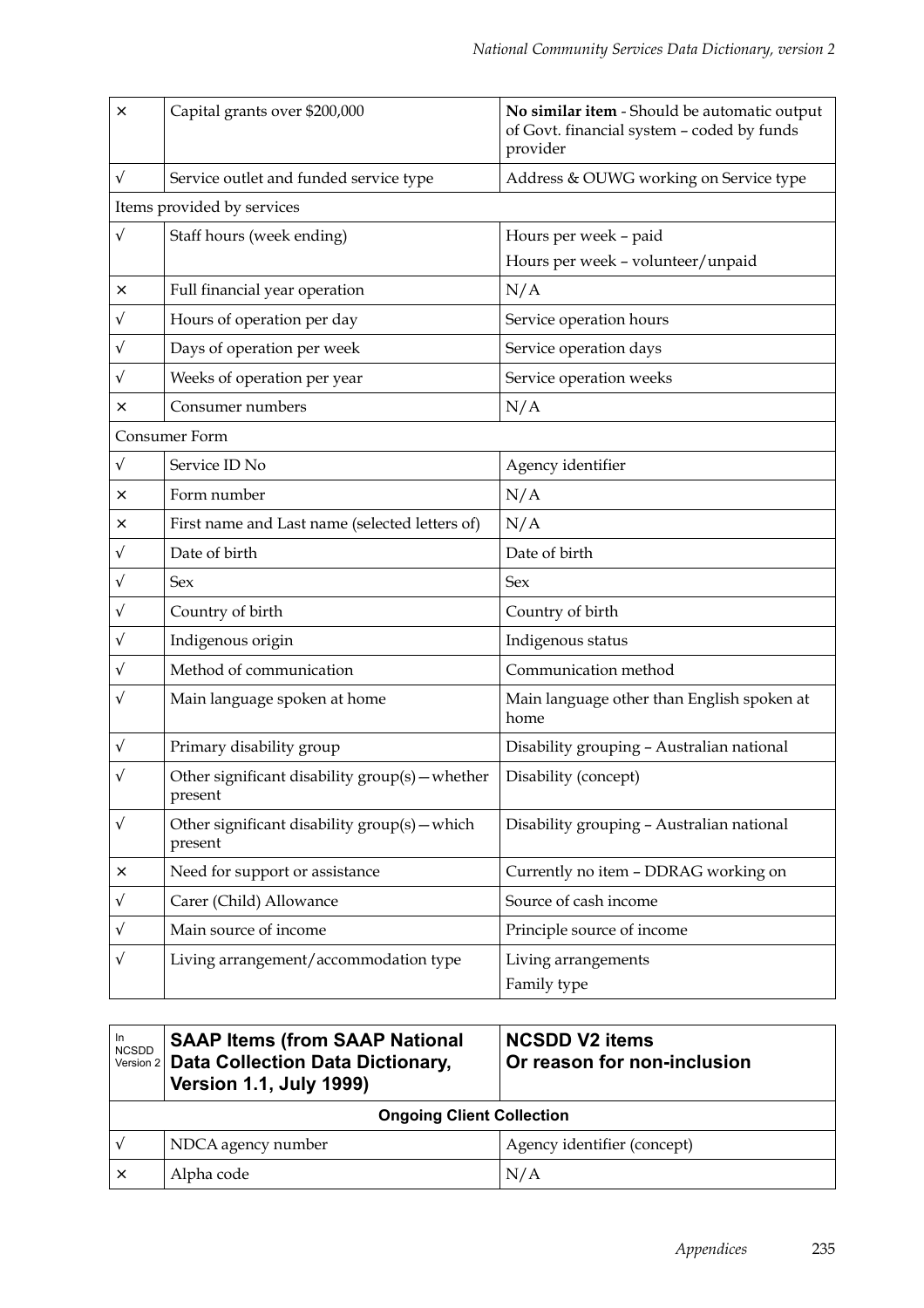| | | |
|---|---|---|
| × | Capital grants over $200,000 | **No similar item** - Should be automatic output of Govt. financial system – coded by funds provider |
| √ | Service outlet and funded service type | Address & OUWG working on Service type |
| Items provided by services | | |
| √ | Staff hours (week ending) | Hours per week – paid<br>Hours per week – volunteer/unpaid |
| × | Full financial year operation | N/A |
| √ | Hours of operation per day | Service operation hours |
| √ | Days of operation per week | Service operation days |
| √ | Weeks of operation per year | Service operation weeks |
| × | Consumer numbers | N/A |
| Consumer Form | | |
| √ | Service ID No | Agency identifier |
| × | Form number | N/A |
| × | First name and Last name (selected letters of) | N/A |
| √ | Date of birth | Date of birth |
| √ | Sex | Sex |
| √ | Country of birth | Country of birth |
| √ | Indigenous origin | Indigenous status |
| √ | Method of communication | Communication method |
| √ | Main language spoken at home | Main language other than English spoken at home |
| √ | Primary disability group | Disability grouping – Australian national |
| √ | Other significant disability group(s)—whether present | Disability (concept) |
| √ | Other significant disability group(s)—which present | Disability grouping – Australian national |
| × | Need for support or assistance | Currently no item – DDRAG working on |
| √ | Carer (Child) Allowance | Source of cash income |
| √ | Main source of income | Principle source of income |
| √ | Living arrangement/accommodation type | Living arrangements<br>Family type |

| In NCSDD Version 2 | **SAAP Items (from SAAP National Data Collection Data Dictionary, Version 1.1, July 1999)** | **NCSDD V2 items Or reason for non-inclusion** |
|---|---|---|
| **Ongoing Client Collection** | | |
| √ | NDCA agency number | Agency identifier (concept) |
| × | Alpha code | N/A |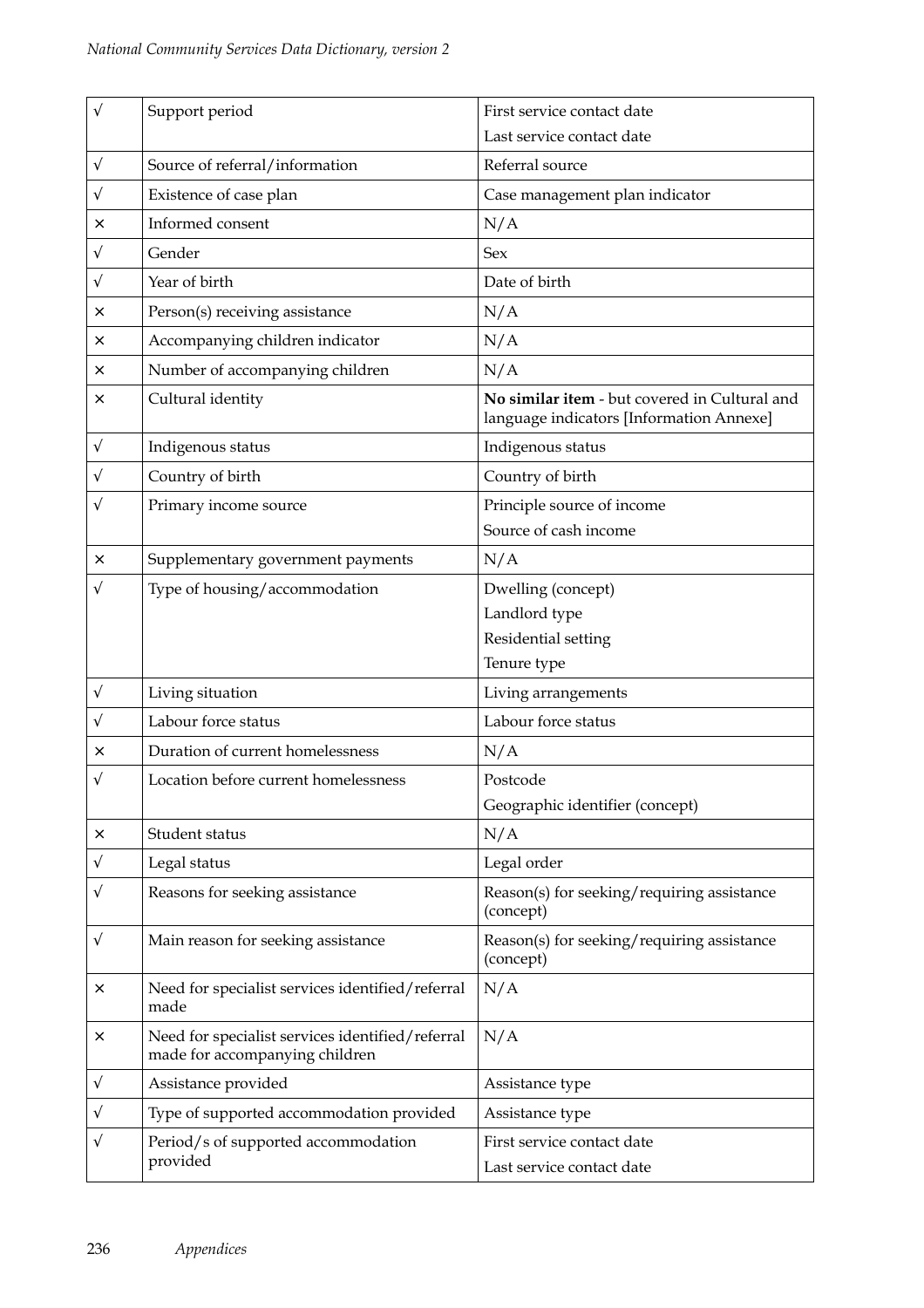| | | |
|---|---|---|
| √ | Support period | First service contact date<br>Last service contact date |
| √ | Source of referral/information | Referral source |
| √ | Existence of case plan | Case management plan indicator |
| × | Informed consent | N/A |
| √ | Gender | Sex |
| √ | Year of birth | Date of birth |
| × | Person(s) receiving assistance | N/A |
| × | Accompanying children indicator | N/A |
| × | Number of accompanying children | N/A |
| × | Cultural identity | **No similar item** - but covered in Cultural and language indicators [Information Annexe] |
| √ | Indigenous status | Indigenous status |
| √ | Country of birth | Country of birth |
| √ | Primary income source | Principle source of income<br>Source of cash income |
| × | Supplementary government payments | N/A |
| √ | Type of housing/accommodation | Dwelling (concept)<br>Landlord type<br>Residential setting<br>Tenure type |
| √ | Living situation | Living arrangements |
| √ | Labour force status | Labour force status |
| × | Duration of current homelessness | N/A |
| √ | Location before current homelessness | Postcode<br>Geographic identifier (concept) |
| × | Student status | N/A |
| √ | Legal status | Legal order |
| √ | Reasons for seeking assistance | Reason(s) for seeking/requiring assistance (concept) |
| √ | Main reason for seeking assistance | Reason(s) for seeking/requiring assistance (concept) |
| × | Need for specialist services identified/referral made | N/A |
| × | Need for specialist services identified/referral made for accompanying children | N/A |
| √ | Assistance provided | Assistance type |
| √ | Type of supported accommodation provided | Assistance type |
| √ | Period/s of supported accommodation provided | First service contact date<br>Last service contact date |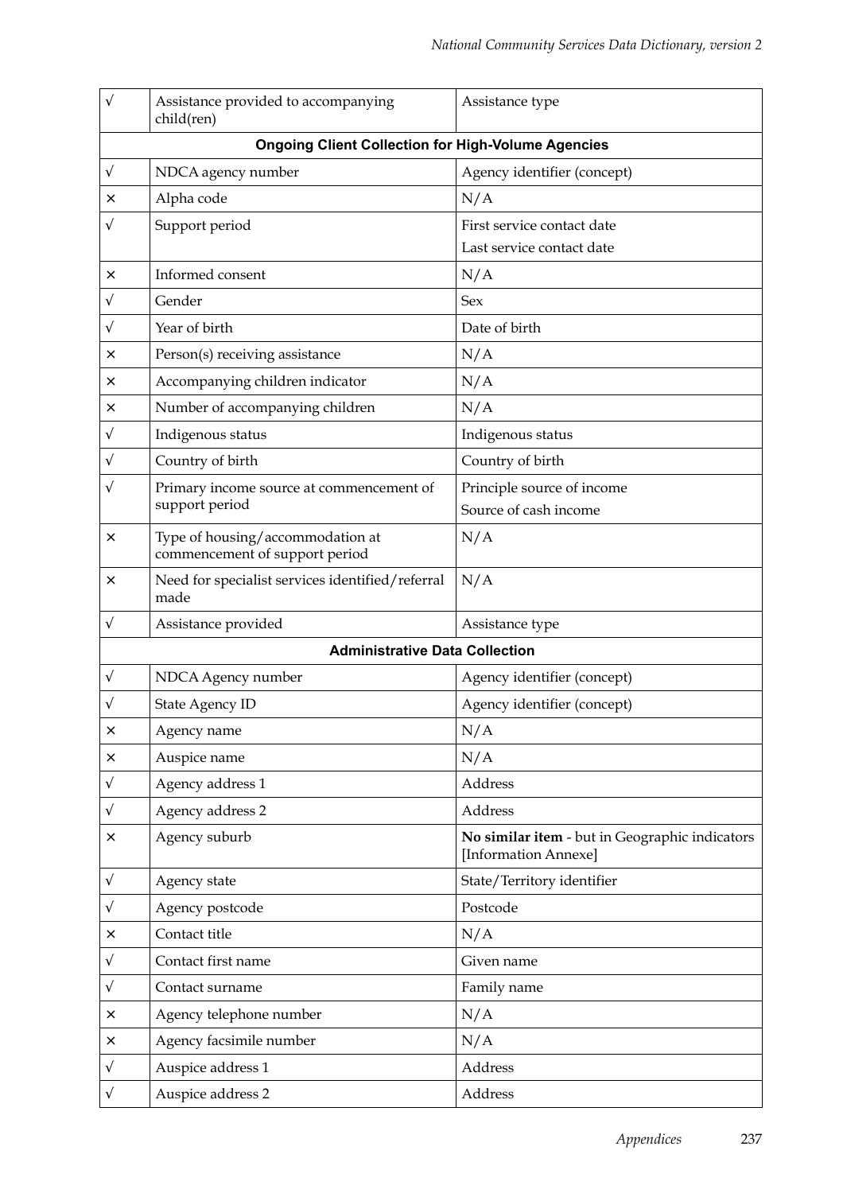| | | |
|---|---|---|
| √ | Assistance provided to accompanying child(ren) | Assistance type |
| **Ongoing Client Collection for High-Volume Agencies** | | |
| √ | NDCA agency number | Agency identifier (concept) |
| × | Alpha code | N/A |
| √ | Support period | First service contact date<br>Last service contact date |
| × | Informed consent | N/A |
| √ | Gender | Sex |
| √ | Year of birth | Date of birth |
| × | Person(s) receiving assistance | N/A |
| × | Accompanying children indicator | N/A |
| × | Number of accompanying children | N/A |
| √ | Indigenous status | Indigenous status |
| √ | Country of birth | Country of birth |
| √ | Primary income source at commencement of support period | Principle source of income<br>Source of cash income |
| × | Type of housing/accommodation at commencement of support period | N/A |
| × | Need for specialist services identified/referral made | N/A |
| √ | Assistance provided | Assistance type |
| **Administrative Data Collection** | | |
| √ | NDCA Agency number | Agency identifier (concept) |
| √ | State Agency ID | Agency identifier (concept) |
| × | Agency name | N/A |
| × | Auspice name | N/A |
| √ | Agency address 1 | Address |
| √ | Agency address 2 | Address |
| × | Agency suburb | **No similar item** - but in Geographic indicators [Information Annexe] |
| √ | Agency state | State/Territory identifier |
| √ | Agency postcode | Postcode |
| × | Contact title | N/A |
| √ | Contact first name | Given name |
| √ | Contact surname | Family name |
| × | Agency telephone number | N/A |
| × | Agency facsimile number | N/A |
| √ | Auspice address 1 | Address |
| √ | Auspice address 2 | Address |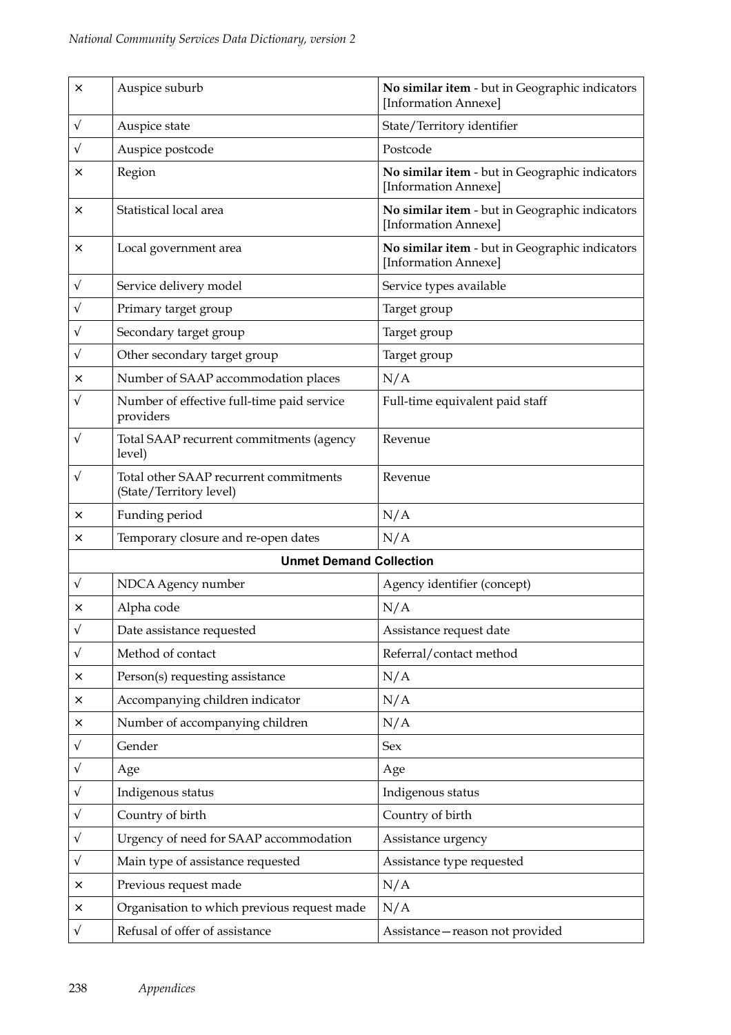| | | |
|---|---|---|
| × | Auspice suburb | **No similar item** - but in Geographic indicators [Information Annexe] |
| √ | Auspice state | State/Territory identifier |
| √ | Auspice postcode | Postcode |
| × | Region | **No similar item** - but in Geographic indicators [Information Annexe] |
| × | Statistical local area | **No similar item** - but in Geographic indicators [Information Annexe] |
| × | Local government area | **No similar item** - but in Geographic indicators [Information Annexe] |
| √ | Service delivery model | Service types available |
| √ | Primary target group | Target group |
| √ | Secondary target group | Target group |
| √ | Other secondary target group | Target group |
| × | Number of SAAP accommodation places | N/A |
| √ | Number of effective full-time paid service providers | Full-time equivalent paid staff |
| √ | Total SAAP recurrent commitments (agency level) | Revenue |
| √ | Total other SAAP recurrent commitments (State/Territory level) | Revenue |
| × | Funding period | N/A |
| × | Temporary closure and re-open dates | N/A |
| | **Unmet Demand Collection** | |
| √ | NDCA Agency number | Agency identifier (concept) |
| × | Alpha code | N/A |
| √ | Date assistance requested | Assistance request date |
| √ | Method of contact | Referral/contact method |
| × | Person(s) requesting assistance | N/A |
| × | Accompanying children indicator | N/A |
| × | Number of accompanying children | N/A |
| √ | Gender | Sex |
| √ | Age | Age |
| √ | Indigenous status | Indigenous status |
| √ | Country of birth | Country of birth |
| √ | Urgency of need for SAAP accommodation | Assistance urgency |
| √ | Main type of assistance requested | Assistance type requested |
| × | Previous request made | N/A |
| × | Organisation to which previous request made | N/A |
| √ | Refusal of offer of assistance | Assistance—reason not provided |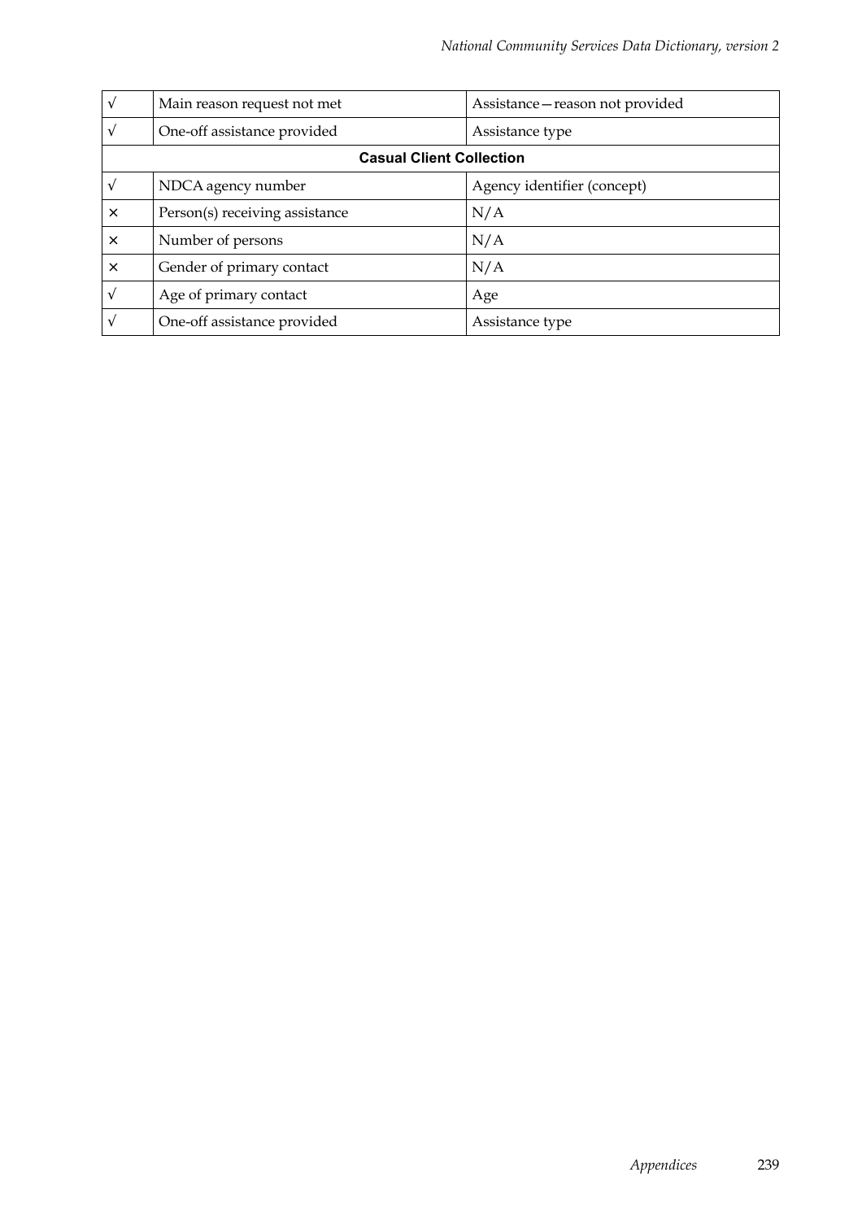| | | |
|---|---|---|
| √ | Main reason request not met | Assistance—reason not provided |
| √ | One-off assistance provided | Assistance type |
| **Casual Client Collection** | | |
| √ | NDCA agency number | Agency identifier (concept) |
| × | Person(s) receiving assistance | N/A |
| × | Number of persons | N/A |
| × | Gender of primary contact | N/A |
| √ | Age of primary contact | Age |
| √ | One-off assistance provided | Assistance type |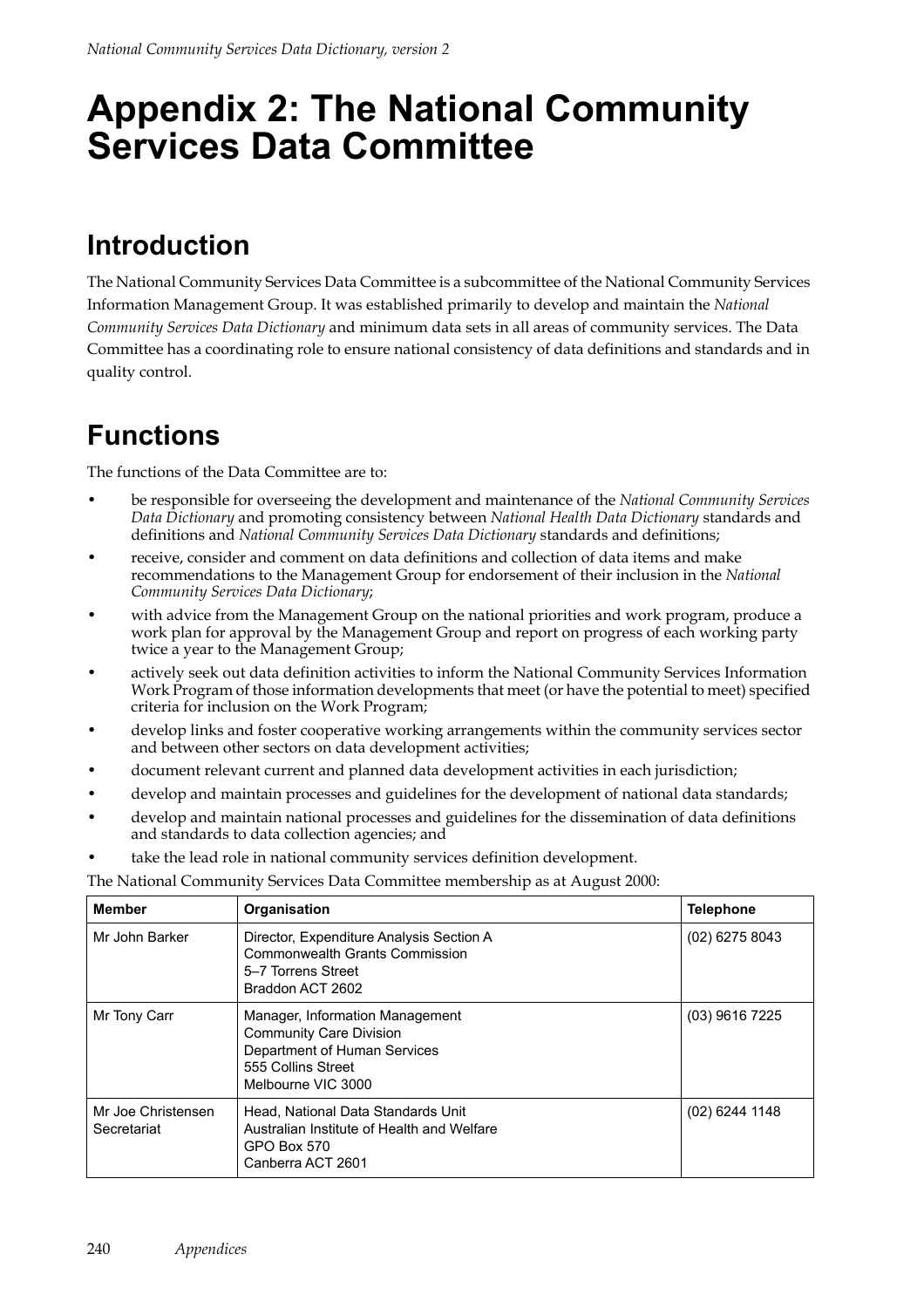# Appendix 2: The National Community Services Data Committee

## Introduction

The National Community Services Data Committee is a subcommittee of the National Community Services Information Management Group. It was established primarily to develop and maintain the *National Community Services Data Dictionary* and minimum data sets in all areas of community services. The Data Committee has a coordinating role to ensure national consistency of data definitions and standards and in quality control.

## Functions

The functions of the Data Committee are to:

- be responsible for overseeing the development and maintenance of the *National Community Services Data Dictionary* and promoting consistency between *National Health Data Dictionary* standards and definitions and *National Community Services Data Dictionary* standards and definitions;
- receive, consider and comment on data definitions and collection of data items and make recommendations to the Management Group for endorsement of their inclusion in the *National Community Services Data Dictionary*;
- with advice from the Management Group on the national priorities and work program, produce a work plan for approval by the Management Group and report on progress of each working party twice a year to the Management Group;
- actively seek out data definition activities to inform the National Community Services Information Work Program of those information developments that meet (or have the potential to meet) specified criteria for inclusion on the Work Program;
- develop links and foster cooperative working arrangements within the community services sector and between other sectors on data development activities;
- document relevant current and planned data development activities in each jurisdiction;
- develop and maintain processes and guidelines for the development of national data standards;
- develop and maintain national processes and guidelines for the dissemination of data definitions and standards to data collection agencies; and
- take the lead role in national community services definition development.

The National Community Services Data Committee membership as at August 2000:

| Member | Organisation | Telephone |
|---|---|---|
| Mr John Barker | Director, Expenditure Analysis Section A<br>Commonwealth Grants Commission<br>5–7 Torrens Street<br>Braddon ACT 2602 | (02) 6275 8043 |
| Mr Tony Carr | Manager, Information Management<br>Community Care Division<br>Department of Human Services<br>555 Collins Street<br>Melbourne VIC 3000 | (03) 9616 7225 |
| Mr Joe Christensen<br>Secretariat | Head, National Data Standards Unit<br>Australian Institute of Health and Welfare<br>GPO Box 570<br>Canberra ACT 2601 | (02) 6244 1148 |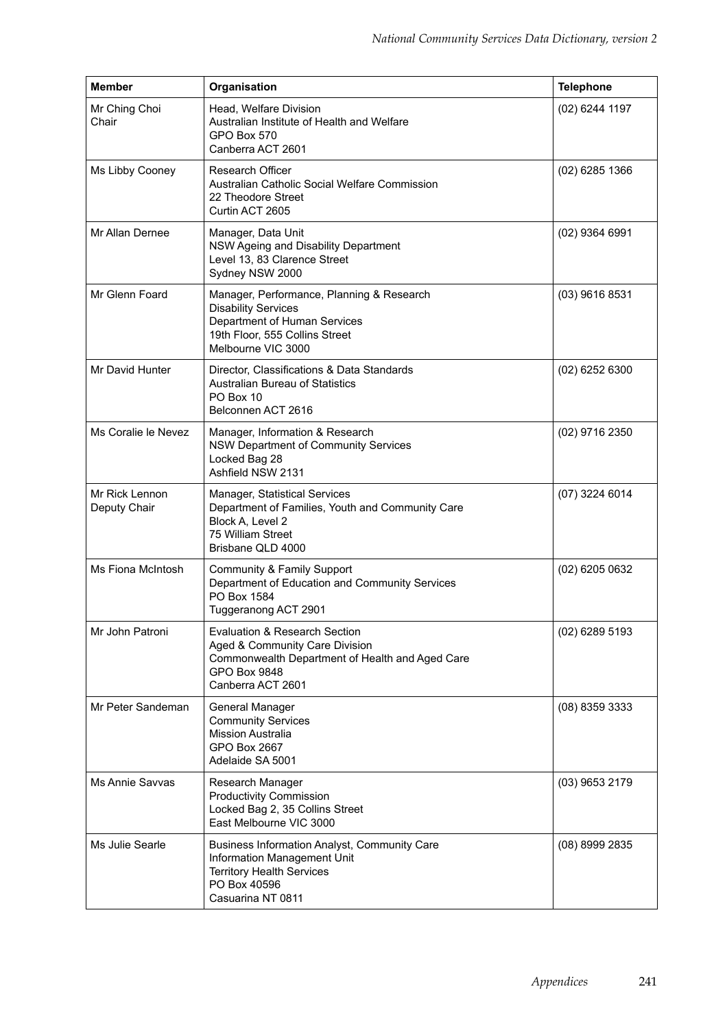| Member | Organisation | Telephone |
|---|---|---|
| Mr Ching Choi<br>Chair | Head, Welfare Division<br>Australian Institute of Health and Welfare<br>GPO Box 570<br>Canberra ACT 2601 | (02) 6244 1197 |
| Ms Libby Cooney | Research Officer<br>Australian Catholic Social Welfare Commission<br>22 Theodore Street<br>Curtin ACT 2605 | (02) 6285 1366 |
| Mr Allan Dernee | Manager, Data Unit<br>NSW Ageing and Disability Department<br>Level 13, 83 Clarence Street<br>Sydney NSW 2000 | (02) 9364 6991 |
| Mr Glenn Foard | Manager, Performance, Planning & Research<br>Disability Services<br>Department of Human Services<br>19th Floor, 555 Collins Street<br>Melbourne VIC 3000 | (03) 9616 8531 |
| Mr David Hunter | Director, Classifications & Data Standards<br>Australian Bureau of Statistics<br>PO Box 10<br>Belconnen ACT 2616 | (02) 6252 6300 |
| Ms Coralie le Nevez | Manager, Information & Research<br>NSW Department of Community Services<br>Locked Bag 28<br>Ashfield NSW 2131 | (02) 9716 2350 |
| Mr Rick Lennon<br>Deputy Chair | Manager, Statistical Services<br>Department of Families, Youth and Community Care<br>Block A, Level 2<br>75 William Street<br>Brisbane QLD 4000 | (07) 3224 6014 |
| Ms Fiona McIntosh | Community & Family Support<br>Department of Education and Community Services<br>PO Box 1584<br>Tuggeranong ACT 2901 | (02) 6205 0632 |
| Mr John Patroni | Evaluation & Research Section<br>Aged & Community Care Division<br>Commonwealth Department of Health and Aged Care<br>GPO Box 9848<br>Canberra ACT 2601 | (02) 6289 5193 |
| Mr Peter Sandeman | General Manager<br>Community Services<br>Mission Australia<br>GPO Box 2667<br>Adelaide SA 5001 | (08) 8359 3333 |
| Ms Annie Savvas | Research Manager<br>Productivity Commission<br>Locked Bag 2, 35 Collins Street<br>East Melbourne VIC 3000 | (03) 9653 2179 |
| Ms Julie Searle | Business Information Analyst, Community Care<br>Information Management Unit<br>Territory Health Services<br>PO Box 40596<br>Casuarina NT 0811 | (08) 8999 2835 |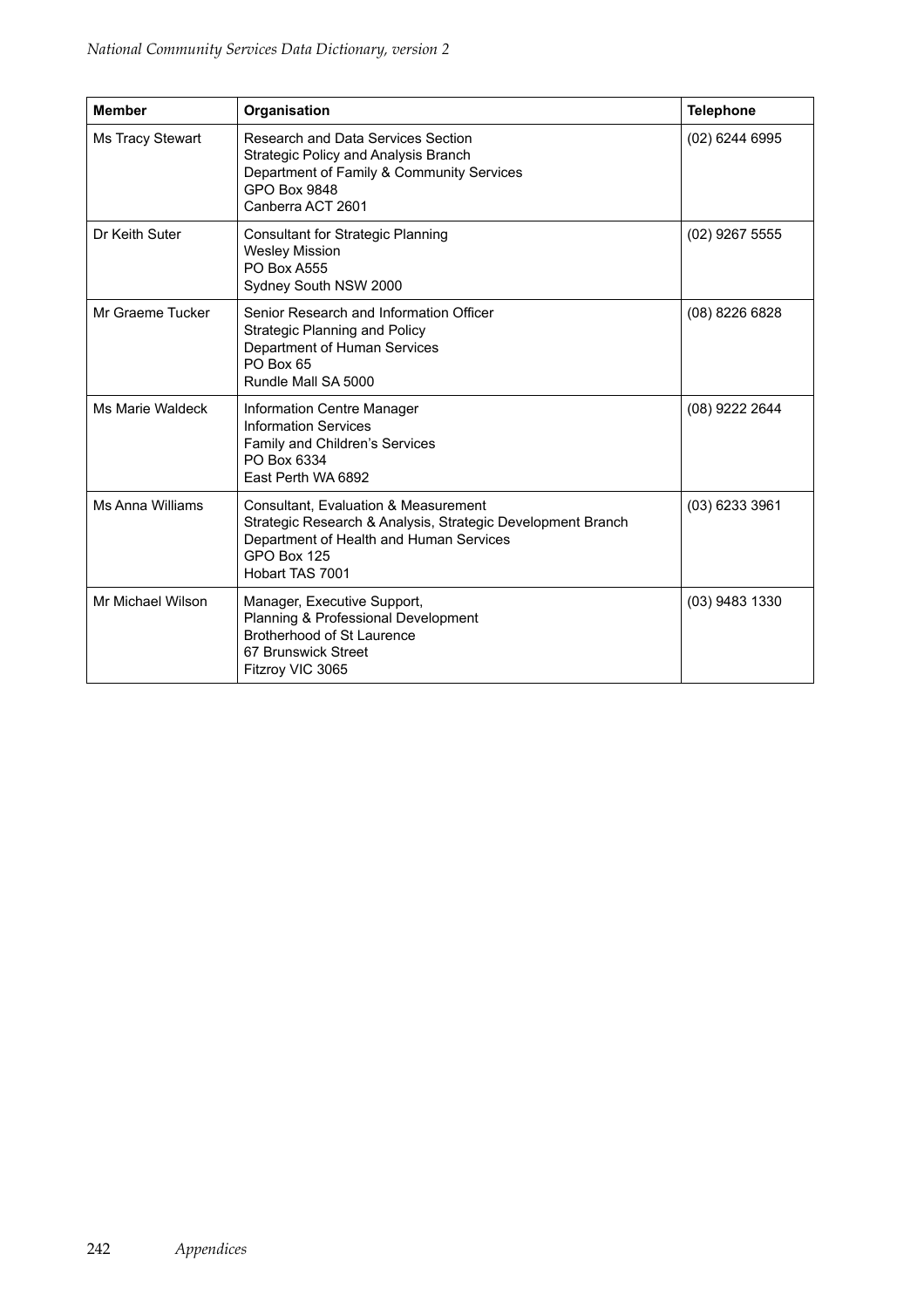| Member | Organisation | Telephone |
| --- | --- | --- |
| Ms Tracy Stewart | Research and Data Services Section<br>Strategic Policy and Analysis Branch<br>Department of Family & Community Services<br>GPO Box 9848<br>Canberra ACT 2601 | (02) 6244 6995 |
| Dr Keith Suter | Consultant for Strategic Planning<br>Wesley Mission<br>PO Box A555<br>Sydney South NSW 2000 | (02) 9267 5555 |
| Mr Graeme Tucker | Senior Research and Information Officer<br>Strategic Planning and Policy<br>Department of Human Services<br>PO Box 65<br>Rundle Mall SA 5000 | (08) 8226 6828 |
| Ms Marie Waldeck | Information Centre Manager<br>Information Services<br>Family and Children's Services<br>PO Box 6334<br>East Perth WA 6892 | (08) 9222 2644 |
| Ms Anna Williams | Consultant, Evaluation & Measurement<br>Strategic Research & Analysis, Strategic Development Branch<br>Department of Health and Human Services<br>GPO Box 125<br>Hobart TAS 7001 | (03) 6233 3961 |
| Mr Michael Wilson | Manager, Executive Support,<br>Planning & Professional Development<br>Brotherhood of St Laurence<br>67 Brunswick Street<br>Fitzroy VIC 3065 | (03) 9483 1330 |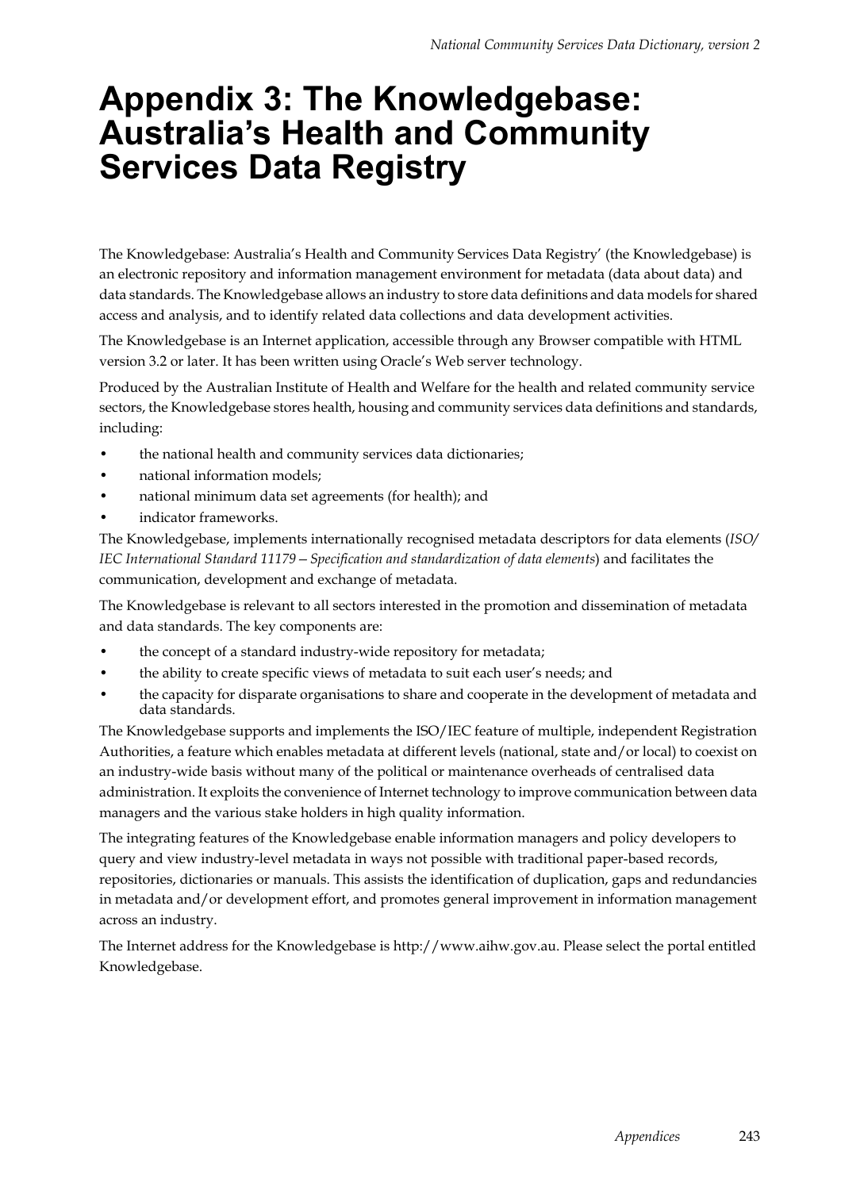# Appendix 3: The Knowledgebase: Australia's Health and Community Services Data Registry

The Knowledgebase: Australia's Health and Community Services Data Registry' (the Knowledgebase) is an electronic repository and information management environment for metadata (data about data) and data standards. The Knowledgebase allows an industry to store data definitions and data models for shared access and analysis, and to identify related data collections and data development activities.

The Knowledgebase is an Internet application, accessible through any Browser compatible with HTML version 3.2 or later. It has been written using Oracle's Web server technology.

Produced by the Australian Institute of Health and Welfare for the health and related community service sectors, the Knowledgebase stores health, housing and community services data definitions and standards, including:

- the national health and community services data dictionaries;
- national information models;
- national minimum data set agreements (for health); and
- indicator frameworks.

The Knowledgebase, implements internationally recognised metadata descriptors for data elements (*ISO/IEC International Standard 11179 – Specification and standardization of data elements*) and facilitates the communication, development and exchange of metadata.

The Knowledgebase is relevant to all sectors interested in the promotion and dissemination of metadata and data standards. The key components are:

- the concept of a standard industry-wide repository for metadata;
- the ability to create specific views of metadata to suit each user's needs; and
- the capacity for disparate organisations to share and cooperate in the development of metadata and data standards.

The Knowledgebase supports and implements the ISO/IEC feature of multiple, independent Registration Authorities, a feature which enables metadata at different levels (national, state and/or local) to coexist on an industry-wide basis without many of the political or maintenance overheads of centralised data administration. It exploits the convenience of Internet technology to improve communication between data managers and the various stake holders in high quality information.

The integrating features of the Knowledgebase enable information managers and policy developers to query and view industry-level metadata in ways not possible with traditional paper-based records, repositories, dictionaries or manuals. This assists the identification of duplication, gaps and redundancies in metadata and/or development effort, and promotes general improvement in information management across an industry.

The Internet address for the Knowledgebase is http://www.aihw.gov.au. Please select the portal entitled Knowledgebase.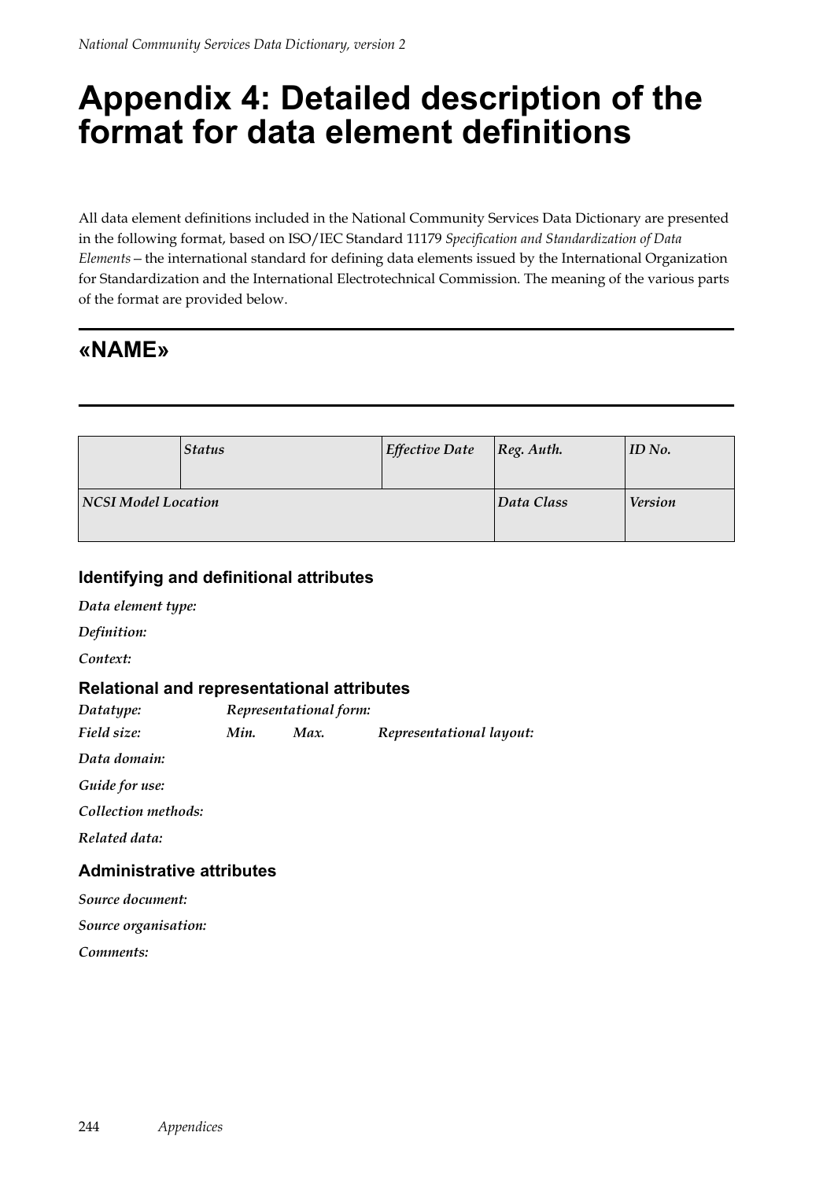# Appendix 4: Detailed description of the format for data element definitions

All data element definitions included in the National Community Services Data Dictionary are presented in the following format, based on ISO/IEC Standard 11179 *Specification and Standardization of Data Elements*—the international standard for defining data elements issued by the International Organization for Standardization and the International Electrotechnical Commission. The meaning of the various parts of the format are provided below.

## «NAME»

| | *Status* | *Effective Date* | *Reg. Auth.* | *ID No.* |
|---|---|---|---|---|
| *NCSI Model Location* | | | *Data Class* | *Version* |

### Identifying and definitional attributes

*Data element type:*

*Definition:*

*Context:*

### Relational and representational attributes

*Datatype:* *Representational form:*

*Field size:* *Min.* *Max.* *Representational layout:*

*Data domain:*

*Guide for use:*

*Collection methods:*

*Related data:*

### Administrative attributes

*Source document:*

*Source organisation:*

*Comments:*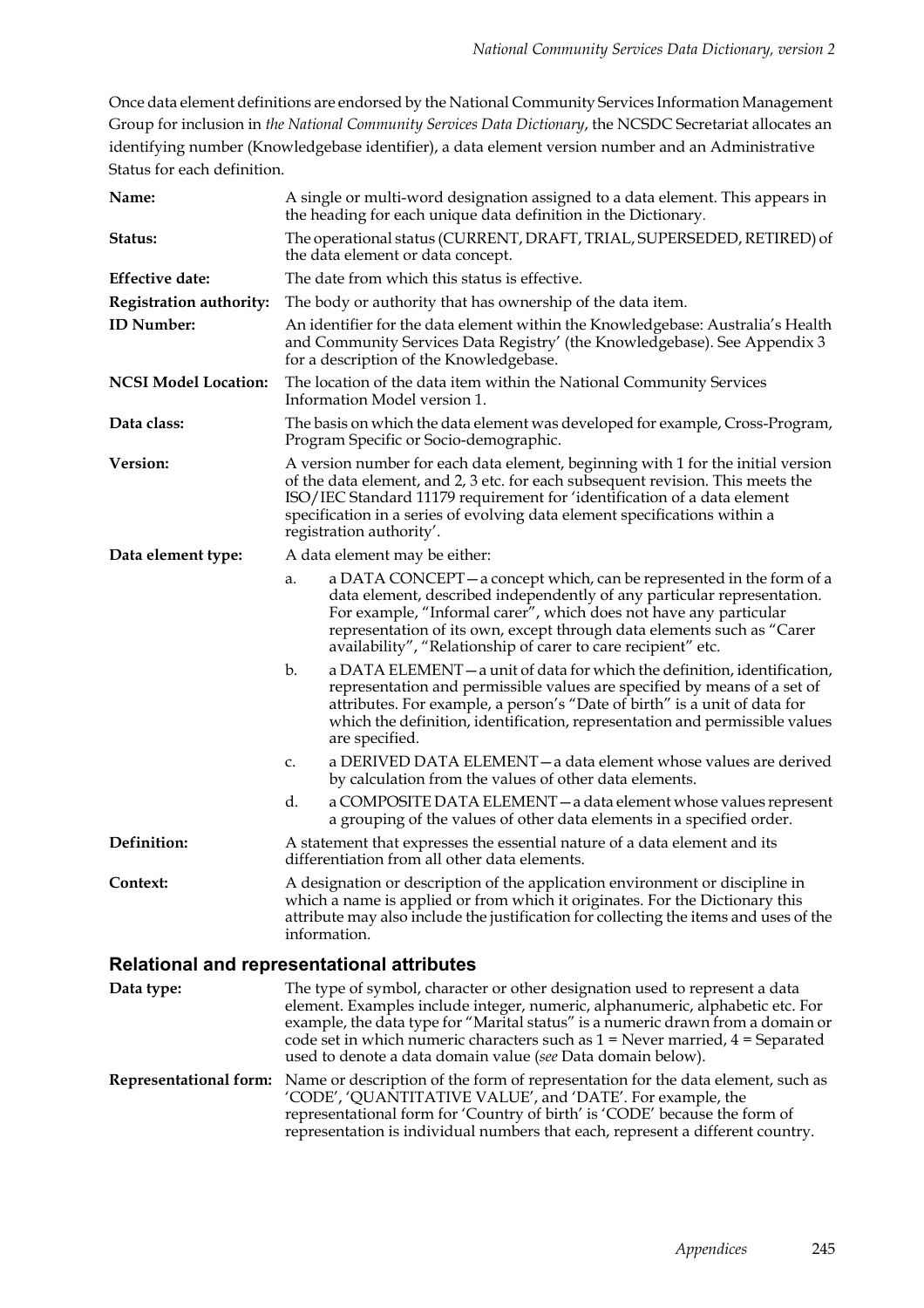Once data element definitions are endorsed by the National Community Services Information Management Group for inclusion in *the National Community Services Data Dictionary*, the NCSDC Secretariat allocates an identifying number (Knowledgebase identifier), a data element version number and an Administrative Status for each definition.

**Name:** A single or multi-word designation assigned to a data element. This appears in the heading for each unique data definition in the Dictionary.

**Status:** The operational status (CURRENT, DRAFT, TRIAL, SUPERSEDED, RETIRED) of the data element or data concept.

**Effective date:** The date from which this status is effective.

**Registration authority:** The body or authority that has ownership of the data item.

**ID Number:** An identifier for the data element within the Knowledgebase: Australia's Health and Community Services Data Registry' (the Knowledgebase). See Appendix 3 for a description of the Knowledgebase.

**NCSI Model Location:** The location of the data item within the National Community Services Information Model version 1.

**Data class:** The basis on which the data element was developed for example, Cross-Program, Program Specific or Socio-demographic.

**Version:** A version number for each data element, beginning with 1 for the initial version of the data element, and 2, 3 etc. for each subsequent revision. This meets the ISO/IEC Standard 11179 requirement for 'identification of a data element specification in a series of evolving data element specifications within a registration authority'.

**Data element type:** A data element may be either:

a. a DATA CONCEPT—a concept which, can be represented in the form of a data element, described independently of any particular representation. For example, "Informal carer", which does not have any particular representation of its own, except through data elements such as "Carer availability", "Relationship of carer to care recipient" etc.

b. a DATA ELEMENT—a unit of data for which the definition, identification, representation and permissible values are specified by means of a set of attributes. For example, a person's "Date of birth" is a unit of data for which the definition, identification, representation and permissible values are specified.

c. a DERIVED DATA ELEMENT—a data element whose values are derived by calculation from the values of other data elements.

d. a COMPOSITE DATA ELEMENT—a data element whose values represent a grouping of the values of other data elements in a specified order.

**Definition:** A statement that expresses the essential nature of a data element and its differentiation from all other data elements.

**Context:** A designation or description of the application environment or discipline in which a name is applied or from which it originates. For the Dictionary this attribute may also include the justification for collecting the items and uses of the information.

## Relational and representational attributes

**Data type:** The type of symbol, character or other designation used to represent a data element. Examples include integer, numeric, alphanumeric, alphabetic etc. For example, the data type for "Marital status" is a numeric drawn from a domain or code set in which numeric characters such as 1 = Never married, 4 = Separated used to denote a data domain value (*see* Data domain below).

**Representational form:** Name or description of the form of representation for the data element, such as 'CODE', 'QUANTITATIVE VALUE', and 'DATE'. For example, the representational form for 'Country of birth' is 'CODE' because the form of representation is individual numbers that each, represent a different country.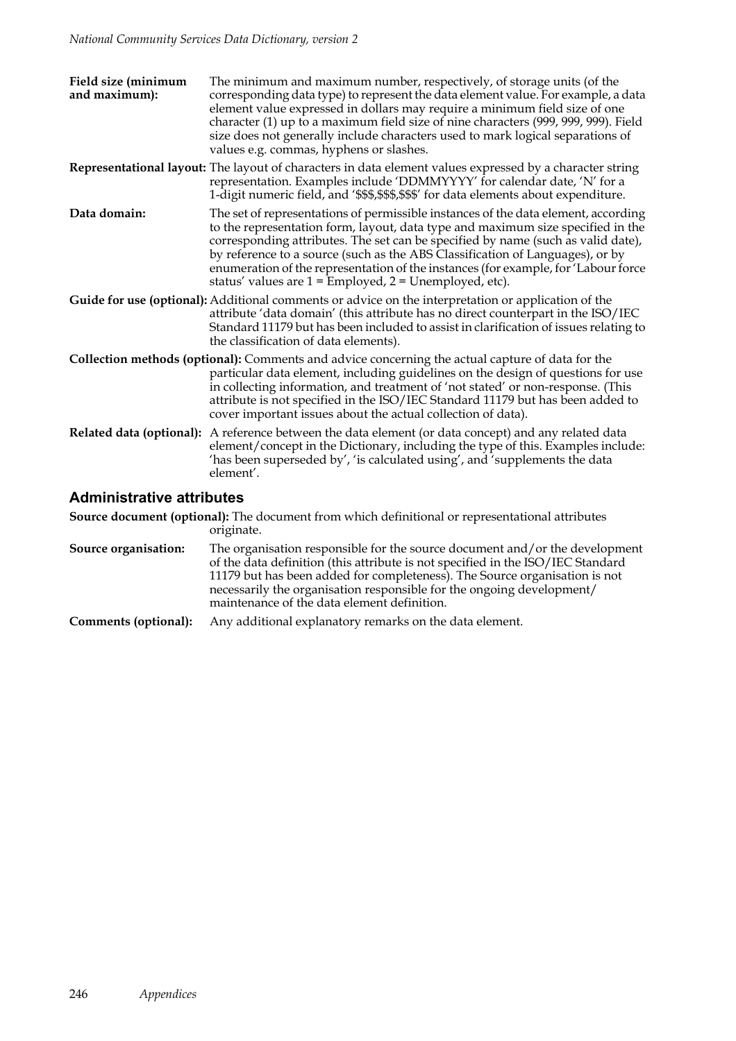**Field size (minimum and maximum):** The minimum and maximum number, respectively, of storage units (of the corresponding data type) to represent the data element value. For example, a data element value expressed in dollars may require a minimum field size of one character (1) up to a maximum field size of nine characters (999, 999, 999). Field size does not generally include characters used to mark logical separations of values e.g. commas, hyphens or slashes.

**Representational layout:** The layout of characters in data element values expressed by a character string representation. Examples include 'DDMMYYYY' for calendar date, 'N' for a 1-digit numeric field, and '$$$,$$$,$$$' for data elements about expenditure.

**Data domain:** The set of representations of permissible instances of the data element, according to the representation form, layout, data type and maximum size specified in the corresponding attributes. The set can be specified by name (such as valid date), by reference to a source (such as the ABS Classification of Languages), or by enumeration of the representation of the instances (for example, for 'Labour force status' values are 1 = Employed, 2 = Unemployed, etc).

**Guide for use (optional):** Additional comments or advice on the interpretation or application of the attribute 'data domain' (this attribute has no direct counterpart in the ISO/IEC Standard 11179 but has been included to assist in clarification of issues relating to the classification of data elements).

**Collection methods (optional):** Comments and advice concerning the actual capture of data for the particular data element, including guidelines on the design of questions for use in collecting information, and treatment of 'not stated' or non-response. (This attribute is not specified in the ISO/IEC Standard 11179 but has been added to cover important issues about the actual collection of data).

**Related data (optional):** A reference between the data element (or data concept) and any related data element/concept in the Dictionary, including the type of this. Examples include: 'has been superseded by', 'is calculated using', and 'supplements the data element'.

## Administrative attributes

**Source document (optional):** The document from which definitional or representational attributes originate.

**Source organisation:** The organisation responsible for the source document and/or the development of the data definition (this attribute is not specified in the ISO/IEC Standard 11179 but has been added for completeness). The Source organisation is not necessarily the organisation responsible for the ongoing development/ maintenance of the data element definition.

**Comments (optional):** Any additional explanatory remarks on the data element.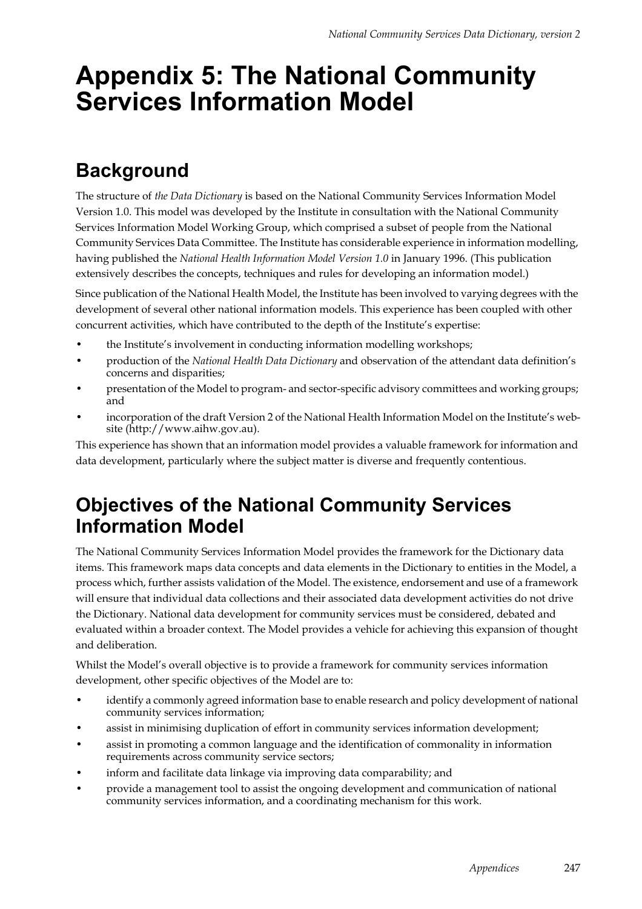# Appendix 5: The National Community Services Information Model

## Background

The structure of *the Data Dictionary* is based on the National Community Services Information Model Version 1.0. This model was developed by the Institute in consultation with the National Community Services Information Model Working Group, which comprised a subset of people from the National Community Services Data Committee. The Institute has considerable experience in information modelling, having published the *National Health Information Model Version 1.0* in January 1996. (This publication extensively describes the concepts, techniques and rules for developing an information model.)

Since publication of the National Health Model, the Institute has been involved to varying degrees with the development of several other national information models. This experience has been coupled with other concurrent activities, which have contributed to the depth of the Institute's expertise:

- the Institute's involvement in conducting information modelling workshops;
- production of the *National Health Data Dictionary* and observation of the attendant data definition's concerns and disparities;
- presentation of the Model to program- and sector-specific advisory committees and working groups; and
- incorporation of the draft Version 2 of the National Health Information Model on the Institute's web-site (http://www.aihw.gov.au).

This experience has shown that an information model provides a valuable framework for information and data development, particularly where the subject matter is diverse and frequently contentious.

## Objectives of the National Community Services Information Model

The National Community Services Information Model provides the framework for the Dictionary data items. This framework maps data concepts and data elements in the Dictionary to entities in the Model, a process which, further assists validation of the Model. The existence, endorsement and use of a framework will ensure that individual data collections and their associated data development activities do not drive the Dictionary. National data development for community services must be considered, debated and evaluated within a broader context. The Model provides a vehicle for achieving this expansion of thought and deliberation.

Whilst the Model's overall objective is to provide a framework for community services information development, other specific objectives of the Model are to:

- identify a commonly agreed information base to enable research and policy development of national community services information;
- assist in minimising duplication of effort in community services information development;
- assist in promoting a common language and the identification of commonality in information requirements across community service sectors;
- inform and facilitate data linkage via improving data comparability; and
- provide a management tool to assist the ongoing development and communication of national community services information, and a coordinating mechanism for this work.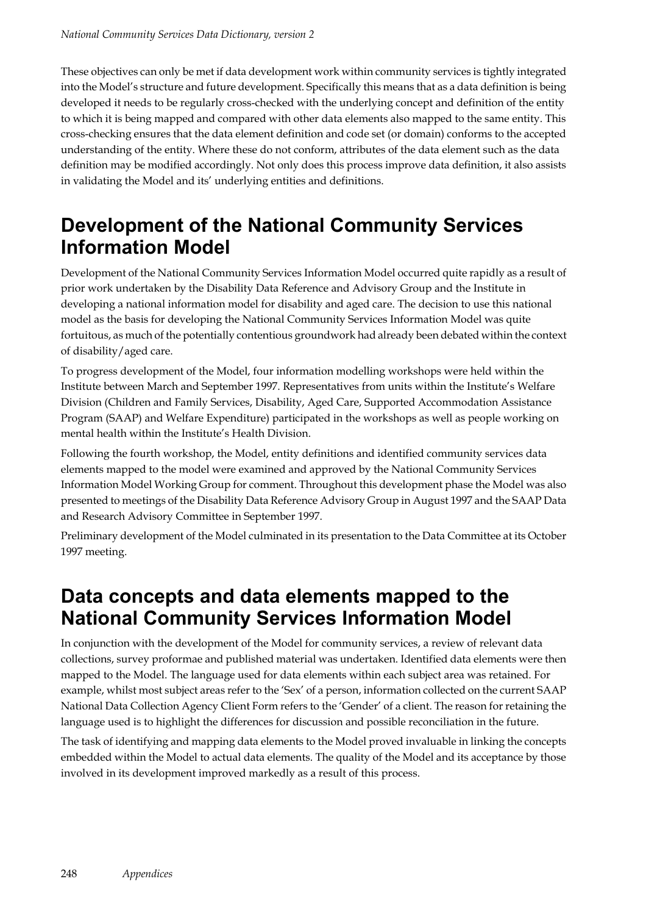These objectives can only be met if data development work within community services is tightly integrated into the Model's structure and future development. Specifically this means that as a data definition is being developed it needs to be regularly cross-checked with the underlying concept and definition of the entity to which it is being mapped and compared with other data elements also mapped to the same entity. This cross-checking ensures that the data element definition and code set (or domain) conforms to the accepted understanding of the entity. Where these do not conform, attributes of the data element such as the data definition may be modified accordingly. Not only does this process improve data definition, it also assists in validating the Model and its' underlying entities and definitions.

## Development of the National Community Services Information Model

Development of the National Community Services Information Model occurred quite rapidly as a result of prior work undertaken by the Disability Data Reference and Advisory Group and the Institute in developing a national information model for disability and aged care. The decision to use this national model as the basis for developing the National Community Services Information Model was quite fortuitous, as much of the potentially contentious groundwork had already been debated within the context of disability/aged care.

To progress development of the Model, four information modelling workshops were held within the Institute between March and September 1997. Representatives from units within the Institute's Welfare Division (Children and Family Services, Disability, Aged Care, Supported Accommodation Assistance Program (SAAP) and Welfare Expenditure) participated in the workshops as well as people working on mental health within the Institute's Health Division.

Following the fourth workshop, the Model, entity definitions and identified community services data elements mapped to the model were examined and approved by the National Community Services Information Model Working Group for comment. Throughout this development phase the Model was also presented to meetings of the Disability Data Reference Advisory Group in August 1997 and the SAAP Data and Research Advisory Committee in September 1997.

Preliminary development of the Model culminated in its presentation to the Data Committee at its October 1997 meeting.

## Data concepts and data elements mapped to the National Community Services Information Model

In conjunction with the development of the Model for community services, a review of relevant data collections, survey proformae and published material was undertaken. Identified data elements were then mapped to the Model. The language used for data elements within each subject area was retained. For example, whilst most subject areas refer to the 'Sex' of a person, information collected on the current SAAP National Data Collection Agency Client Form refers to the 'Gender' of a client. The reason for retaining the language used is to highlight the differences for discussion and possible reconciliation in the future.

The task of identifying and mapping data elements to the Model proved invaluable in linking the concepts embedded within the Model to actual data elements. The quality of the Model and its acceptance by those involved in its development improved markedly as a result of this process.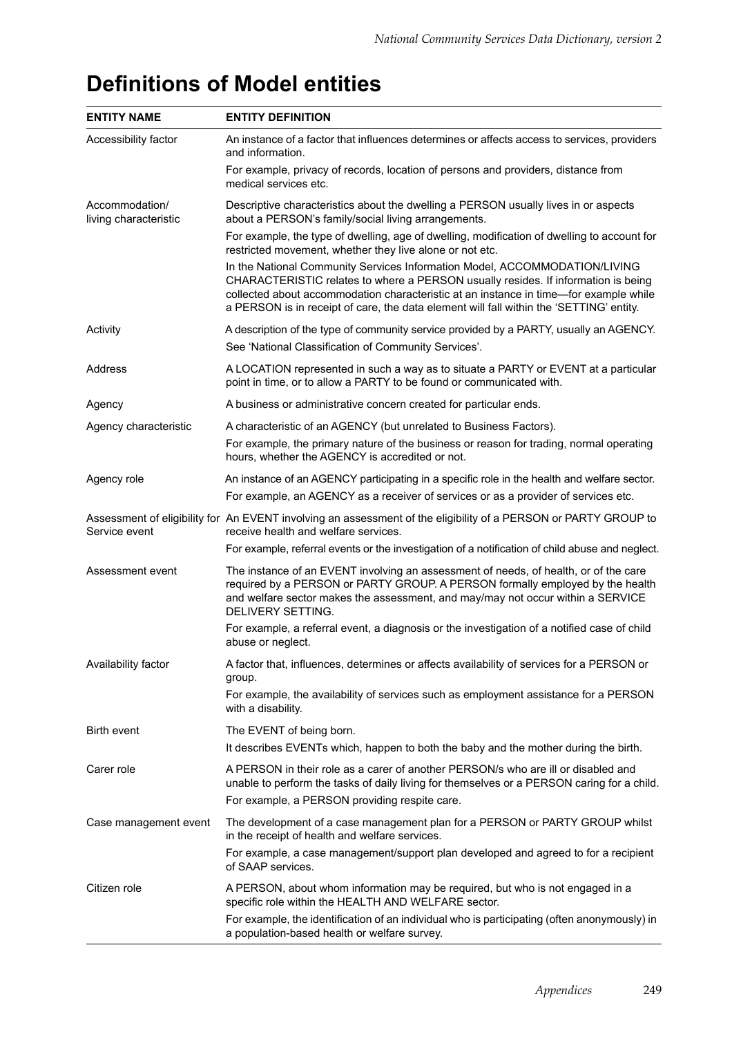# Definitions of Model entities

| ENTITY NAME | ENTITY DEFINITION |
|---|---|
| Accessibility factor | An instance of a factor that influences determines or affects access to services, providers and information.<br><br>For example, privacy of records, location of persons and providers, distance from medical services etc. |
| Accommodation/ living characteristic | Descriptive characteristics about the dwelling a PERSON usually lives in or aspects about a PERSON's family/social living arrangements.<br><br>For example, the type of dwelling, age of dwelling, modification of dwelling to account for restricted movement, whether they live alone or not etc.<br><br>In the National Community Services Information Model, ACCOMMODATION/LIVING CHARACTERISTIC relates to where a PERSON usually resides. If information is being collected about accommodation characteristic at an instance in time—for example while a PERSON is in receipt of care, the data element will fall within the 'SETTING' entity. |
| Activity | A description of the type of community service provided by a PARTY, usually an AGENCY.<br><br>See 'National Classification of Community Services'. |
| Address | A LOCATION represented in such a way as to situate a PARTY or EVENT at a particular point in time, or to allow a PARTY to be found or communicated with. |
| Agency | A business or administrative concern created for particular ends. |
| Agency characteristic | A characteristic of an AGENCY (but unrelated to Business Factors).<br><br>For example, the primary nature of the business or reason for trading, normal operating hours, whether the AGENCY is accredited or not. |
| Agency role | An instance of an AGENCY participating in a specific role in the health and welfare sector.<br><br>For example, an AGENCY as a receiver of services or as a provider of services etc. |
| Assessment of eligibility for Service event | An EVENT involving an assessment of the eligibility of a PERSON or PARTY GROUP to receive health and welfare services.<br><br>For example, referral events or the investigation of a notification of child abuse and neglect. |
| Assessment event | The instance of an EVENT involving an assessment of needs, of health, or of the care required by a PERSON or PARTY GROUP. A PERSON formally employed by the health and welfare sector makes the assessment, and may/may not occur within a SERVICE DELIVERY SETTING.<br><br>For example, a referral event, a diagnosis or the investigation of a notified case of child abuse or neglect. |
| Availability factor | A factor that, influences, determines or affects availability of services for a PERSON or group.<br><br>For example, the availability of services such as employment assistance for a PERSON with a disability. |
| Birth event | The EVENT of being born.<br><br>It describes EVENTs which, happen to both the baby and the mother during the birth. |
| Carer role | A PERSON in their role as a carer of another PERSON/s who are ill or disabled and unable to perform the tasks of daily living for themselves or a PERSON caring for a child.<br><br>For example, a PERSON providing respite care. |
| Case management event | The development of a case management plan for a PERSON or PARTY GROUP whilst in the receipt of health and welfare services.<br><br>For example, a case management/support plan developed and agreed to for a recipient of SAAP services. |
| Citizen role | A PERSON, about whom information may be required, but who is not engaged in a specific role within the HEALTH AND WELFARE sector.<br><br>For example, the identification of an individual who is participating (often anonymously) in a population-based health or welfare survey. |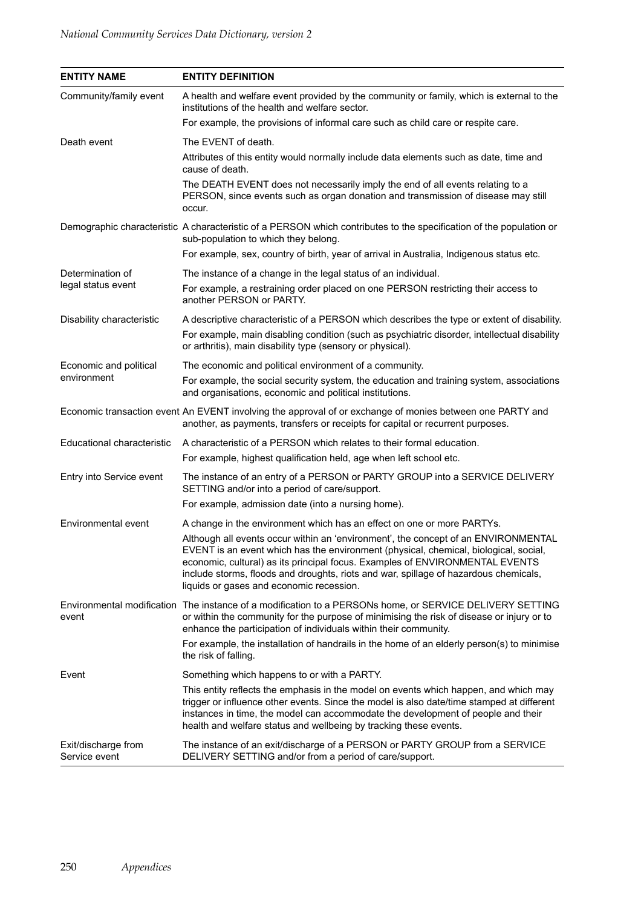| ENTITY NAME | ENTITY DEFINITION |
| --- | --- |
| Community/family event | A health and welfare event provided by the community or family, which is external to the institutions of the health and welfare sector.<br><br>For example, the provisions of informal care such as child care or respite care. |
| Death event | The EVENT of death.<br><br>Attributes of this entity would normally include data elements such as date, time and cause of death.<br><br>The DEATH EVENT does not necessarily imply the end of all events relating to a PERSON, since events such as organ donation and transmission of disease may still occur. |
| Demographic characteristic | A characteristic of a PERSON which contributes to the specification of the population or sub-population to which they belong.<br><br>For example, sex, country of birth, year of arrival in Australia, Indigenous status etc. |
| Determination of legal status event | The instance of a change in the legal status of an individual.<br><br>For example, a restraining order placed on one PERSON restricting their access to another PERSON or PARTY. |
| Disability characteristic | A descriptive characteristic of a PERSON which describes the type or extent of disability.<br><br>For example, main disabling condition (such as psychiatric disorder, intellectual disability or arthritis), main disability type (sensory or physical). |
| Economic and political environment | The economic and political environment of a community.<br><br>For example, the social security system, the education and training system, associations and organisations, economic and political institutions. |
| Economic transaction event | An EVENT involving the approval of or exchange of monies between one PARTY and another, as payments, transfers or receipts for capital or recurrent purposes. |
| Educational characteristic | A characteristic of a PERSON which relates to their formal education.<br><br>For example, highest qualification held, age when left school etc. |
| Entry into Service event | The instance of an entry of a PERSON or PARTY GROUP into a SERVICE DELIVERY SETTING and/or into a period of care/support.<br><br>For example, admission date (into a nursing home). |
| Environmental event | A change in the environment which has an effect on one or more PARTYs.<br><br>Although all events occur within an 'environment', the concept of an ENVIRONMENTAL EVENT is an event which has the environment (physical, chemical, biological, social, economic, cultural) as its principal focus. Examples of ENVIRONMENTAL EVENTS include storms, floods and droughts, riots and war, spillage of hazardous chemicals, liquids or gases and economic recession. |
| Environmental modification event | The instance of a modification to a PERSONs home, or SERVICE DELIVERY SETTING or within the community for the purpose of minimising the risk of disease or injury or to enhance the participation of individuals within their community.<br><br>For example, the installation of handrails in the home of an elderly person(s) to minimise the risk of falling. |
| Event | Something which happens to or with a PARTY.<br><br>This entity reflects the emphasis in the model on events which happen, and which may trigger or influence other events. Since the model is also date/time stamped at different instances in time, the model can accommodate the development of people and their health and welfare status and wellbeing by tracking these events. |
| Exit/discharge from Service event | The instance of an exit/discharge of a PERSON or PARTY GROUP from a SERVICE DELIVERY SETTING and/or from a period of care/support. |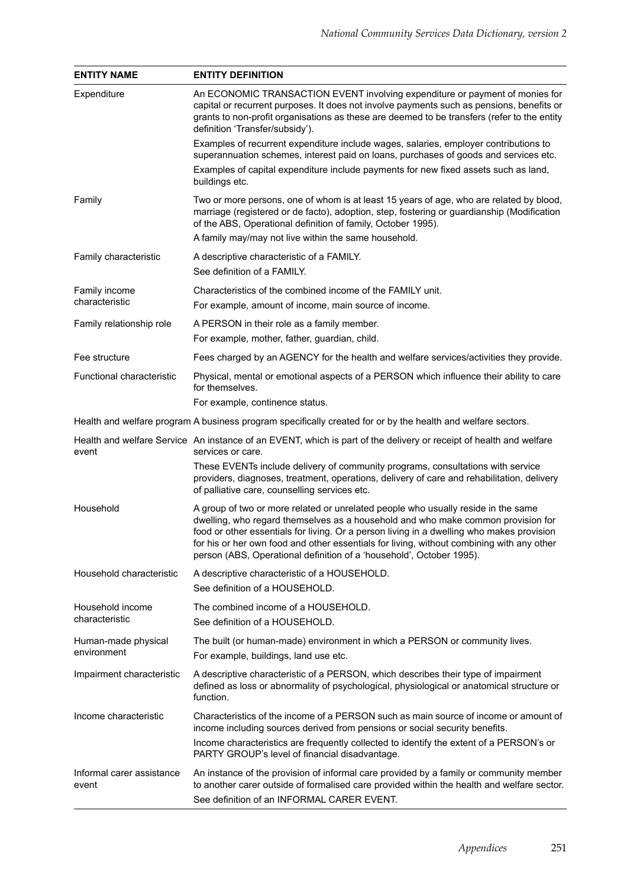| ENTITY NAME | ENTITY DEFINITION |
| --- | --- |
| Expenditure | An ECONOMIC TRANSACTION EVENT involving expenditure or payment of monies for capital or recurrent purposes. It does not involve payments such as pensions, benefits or grants to non-profit organisations as these are deemed to be transfers (refer to the entity definition 'Transfer/subsidy').<br><br>Examples of recurrent expenditure include wages, salaries, employer contributions to superannuation schemes, interest paid on loans, purchases of goods and services etc.<br><br>Examples of capital expenditure include payments for new fixed assets such as land, buildings etc. |
| Family | Two or more persons, one of whom is at least 15 years of age, who are related by blood, marriage (registered or de facto), adoption, step, fostering or guardianship (Modification of the ABS, Operational definition of family, October 1995).<br><br>A family may/may not live within the same household. |
| Family characteristic | A descriptive characteristic of a FAMILY.<br><br>See definition of a FAMILY. |
| Family income characteristic | Characteristics of the combined income of the FAMILY unit.<br><br>For example, amount of income, main source of income. |
| Family relationship role | A PERSON in their role as a family member.<br><br>For example, mother, father, guardian, child. |
| Fee structure | Fees charged by an AGENCY for the health and welfare services/activities they provide. |
| Functional characteristic | Physical, mental or emotional aspects of a PERSON which influence their ability to care for themselves.<br><br>For example, continence status. |
| Health and welfare program | A business program specifically created for or by the health and welfare sectors. |
| Health and welfare Service event | An instance of an EVENT, which is part of the delivery or receipt of health and welfare services or care.<br><br>These EVENTs include delivery of community programs, consultations with service providers, diagnoses, treatment, operations, delivery of care and rehabilitation, delivery of palliative care, counselling services etc. |
| Household | A group of two or more related or unrelated people who usually reside in the same dwelling, who regard themselves as a household and who make common provision for food or other essentials for living. Or a person living in a dwelling who makes provision for his or her own food and other essentials for living, without combining with any other person (ABS, Operational definition of a 'household', October 1995). |
| Household characteristic | A descriptive characteristic of a HOUSEHOLD.<br><br>See definition of a HOUSEHOLD. |
| Household income characteristic | The combined income of a HOUSEHOLD.<br><br>See definition of a HOUSEHOLD. |
| Human-made physical environment | The built (or human-made) environment in which a PERSON or community lives.<br><br>For example, buildings, land use etc. |
| Impairment characteristic | A descriptive characteristic of a PERSON, which describes their type of impairment defined as loss or abnormality of psychological, physiological or anatomical structure or function. |
| Income characteristic | Characteristics of the income of a PERSON such as main source of income or amount of income including sources derived from pensions or social security benefits.<br><br>Income characteristics are frequently collected to identify the extent of a PERSON's or PARTY GROUP's level of financial disadvantage. |
| Informal carer assistance event | An instance of the provision of informal care provided by a family or community member to another carer outside of formalised care provided within the health and welfare sector.<br><br>See definition of an INFORMAL CARER EVENT. |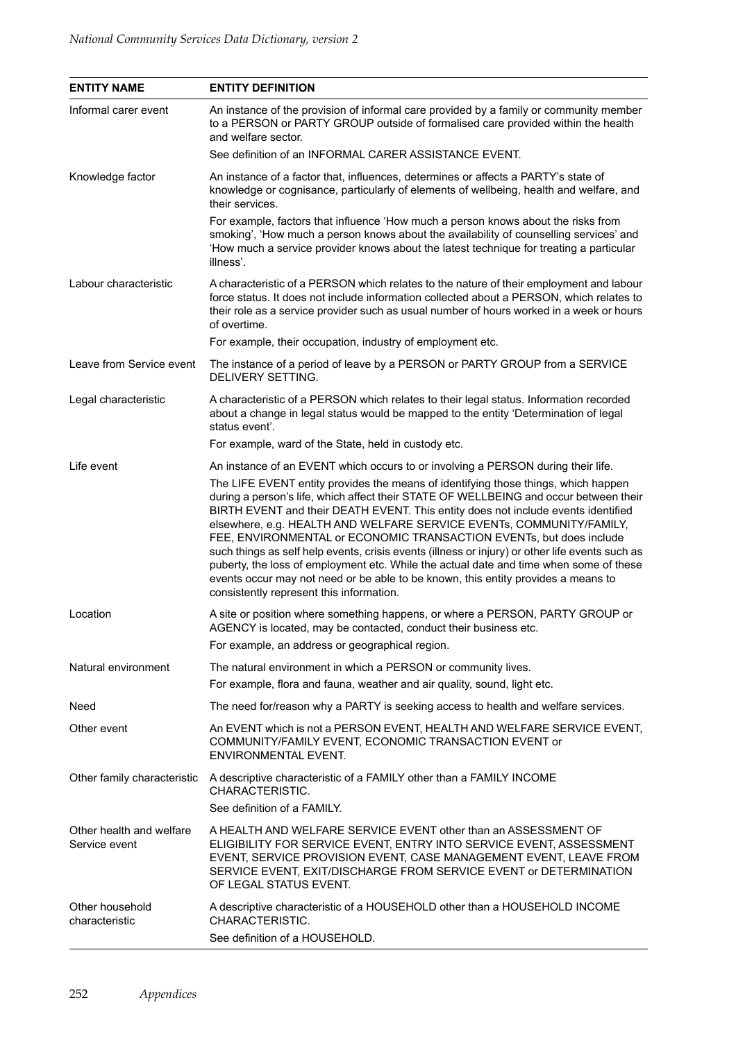| ENTITY NAME | ENTITY DEFINITION |
|---|---|
| Informal carer event | An instance of the provision of informal care provided by a family or community member to a PERSON or PARTY GROUP outside of formalised care provided within the health and welfare sector. See definition of an INFORMAL CARER ASSISTANCE EVENT. |
| Knowledge factor | An instance of a factor that, influences, determines or affects a PARTY's state of knowledge or cognisance, particularly of elements of wellbeing, health and welfare, and their services. For example, factors that influence 'How much a person knows about the risks from smoking', 'How much a person knows about the availability of counselling services' and 'How much a service provider knows about the latest technique for treating a particular illness'. |
| Labour characteristic | A characteristic of a PERSON which relates to the nature of their employment and labour force status. It does not include information collected about a PERSON, which relates to their role as a service provider such as usual number of hours worked in a week or hours of overtime. For example, their occupation, industry of employment etc. |
| Leave from Service event | The instance of a period of leave by a PERSON or PARTY GROUP from a SERVICE DELIVERY SETTING. |
| Legal characteristic | A characteristic of a PERSON which relates to their legal status. Information recorded about a change in legal status would be mapped to the entity 'Determination of legal status event'. For example, ward of the State, held in custody etc. |
| Life event | An instance of an EVENT which occurs to or involving a PERSON during their life. The LIFE EVENT entity provides the means of identifying those things, which happen during a person's life, which affect their STATE OF WELLBEING and occur between their BIRTH EVENT and their DEATH EVENT. This entity does not include events identified elsewhere, e.g. HEALTH AND WELFARE SERVICE EVENTs, COMMUNITY/FAMILY, FEE, ENVIRONMENTAL or ECONOMIC TRANSACTION EVENTs, but does include such things as self help events, crisis events (illness or injury) or other life events such as puberty, the loss of employment etc. While the actual date and time when some of these events occur may not need or be able to be known, this entity provides a means to consistently represent this information. |
| Location | A site or position where something happens, or where a PERSON, PARTY GROUP or AGENCY is located, may be contacted, conduct their business etc. For example, an address or geographical region. |
| Natural environment | The natural environment in which a PERSON or community lives. For example, flora and fauna, weather and air quality, sound, light etc. |
| Need | The need for/reason why a PARTY is seeking access to health and welfare services. |
| Other event | An EVENT which is not a PERSON EVENT, HEALTH AND WELFARE SERVICE EVENT, COMMUNITY/FAMILY EVENT, ECONOMIC TRANSACTION EVENT or ENVIRONMENTAL EVENT. |
| Other family characteristic | A descriptive characteristic of a FAMILY other than a FAMILY INCOME CHARACTERISTIC. See definition of a FAMILY. |
| Other health and welfare Service event | A HEALTH AND WELFARE SERVICE EVENT other than an ASSESSMENT OF ELIGIBILITY FOR SERVICE EVENT, ENTRY INTO SERVICE EVENT, ASSESSMENT EVENT, SERVICE PROVISION EVENT, CASE MANAGEMENT EVENT, LEAVE FROM SERVICE EVENT, EXIT/DISCHARGE FROM SERVICE EVENT or DETERMINATION OF LEGAL STATUS EVENT. |
| Other household characteristic | A descriptive characteristic of a HOUSEHOLD other than a HOUSEHOLD INCOME CHARACTERISTIC. See definition of a HOUSEHOLD. |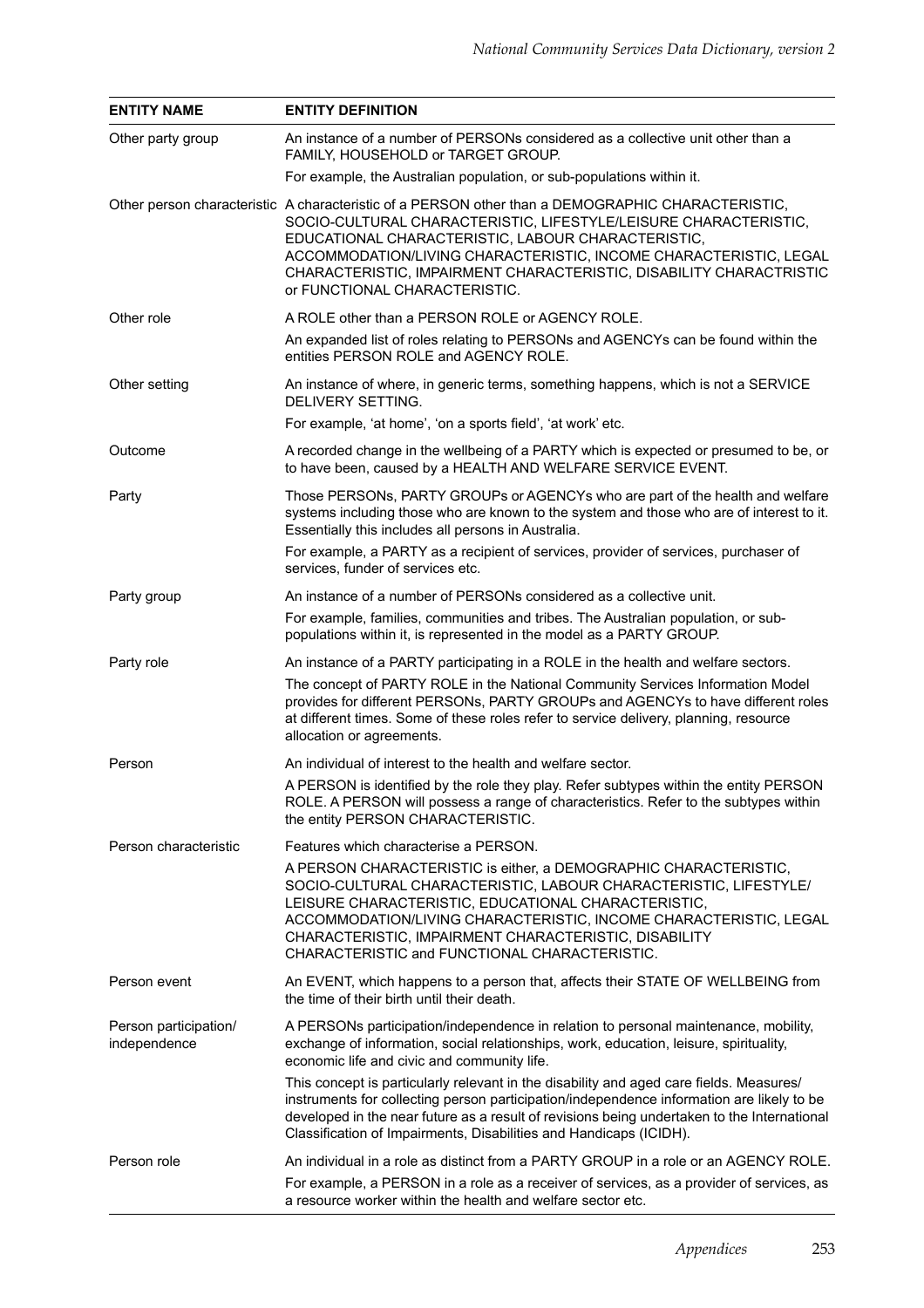| ENTITY NAME | ENTITY DEFINITION |
|---|---|
| Other party group | An instance of a number of PERSONs considered as a collective unit other than a FAMILY, HOUSEHOLD or TARGET GROUP.<br>For example, the Australian population, or sub-populations within it. |
| Other person characteristic | A characteristic of a PERSON other than a DEMOGRAPHIC CHARACTERISTIC, SOCIO-CULTURAL CHARACTERISTIC, LIFESTYLE/LEISURE CHARACTERISTIC, EDUCATIONAL CHARACTERISTIC, LABOUR CHARACTERISTIC, ACCOMMODATION/LIVING CHARACTERISTIC, INCOME CHARACTERISTIC, LEGAL CHARACTERISTIC, IMPAIRMENT CHARACTERISTIC, DISABILITY CHARACTRISTIC or FUNCTIONAL CHARACTERISTIC. |
| Other role | A ROLE other than a PERSON ROLE or AGENCY ROLE.<br>An expanded list of roles relating to PERSONs and AGENCYs can be found within the entities PERSON ROLE and AGENCY ROLE. |
| Other setting | An instance of where, in generic terms, something happens, which is not a SERVICE DELIVERY SETTING.<br>For example, 'at home', 'on a sports field', 'at work' etc. |
| Outcome | A recorded change in the wellbeing of a PARTY which is expected or presumed to be, or to have been, caused by a HEALTH AND WELFARE SERVICE EVENT. |
| Party | Those PERSONs, PARTY GROUPs or AGENCYs who are part of the health and welfare systems including those who are known to the system and those who are of interest to it. Essentially this includes all persons in Australia.<br>For example, a PARTY as a recipient of services, provider of services, purchaser of services, funder of services etc. |
| Party group | An instance of a number of PERSONs considered as a collective unit.<br>For example, families, communities and tribes. The Australian population, or sub-populations within it, is represented in the model as a PARTY GROUP. |
| Party role | An instance of a PARTY participating in a ROLE in the health and welfare sectors.<br>The concept of PARTY ROLE in the National Community Services Information Model provides for different PERSONs, PARTY GROUPs and AGENCYs to have different roles at different times. Some of these roles refer to service delivery, planning, resource allocation or agreements. |
| Person | An individual of interest to the health and welfare sector.<br>A PERSON is identified by the role they play. Refer subtypes within the entity PERSON ROLE. A PERSON will possess a range of characteristics. Refer to the subtypes within the entity PERSON CHARACTERISTIC. |
| Person characteristic | Features which characterise a PERSON.<br>A PERSON CHARACTERISTIC is either, a DEMOGRAPHIC CHARACTERISTIC, SOCIO-CULTURAL CHARACTERISTIC, LABOUR CHARACTERISTIC, LIFESTYLE/ LEISURE CHARACTERISTIC, EDUCATIONAL CHARACTERISTIC, ACCOMMODATION/LIVING CHARACTERISTIC, INCOME CHARACTERISTIC, LEGAL CHARACTERISTIC, IMPAIRMENT CHARACTERISTIC, DISABILITY CHARACTERISTIC and FUNCTIONAL CHARACTERISTIC. |
| Person event | An EVENT, which happens to a person that, affects their STATE OF WELLBEING from the time of their birth until their death. |
| Person participation/ independence | A PERSONs participation/independence in relation to personal maintenance, mobility, exchange of information, social relationships, work, education, leisure, spirituality, economic life and civic and community life.<br>This concept is particularly relevant in the disability and aged care fields. Measures/ instruments for collecting person participation/independence information are likely to be developed in the near future as a result of revisions being undertaken to the International Classification of Impairments, Disabilities and Handicaps (ICIDH). |
| Person role | An individual in a role as distinct from a PARTY GROUP in a role or an AGENCY ROLE.<br>For example, a PERSON in a role as a receiver of services, as a provider of services, as a resource worker within the health and welfare sector etc. |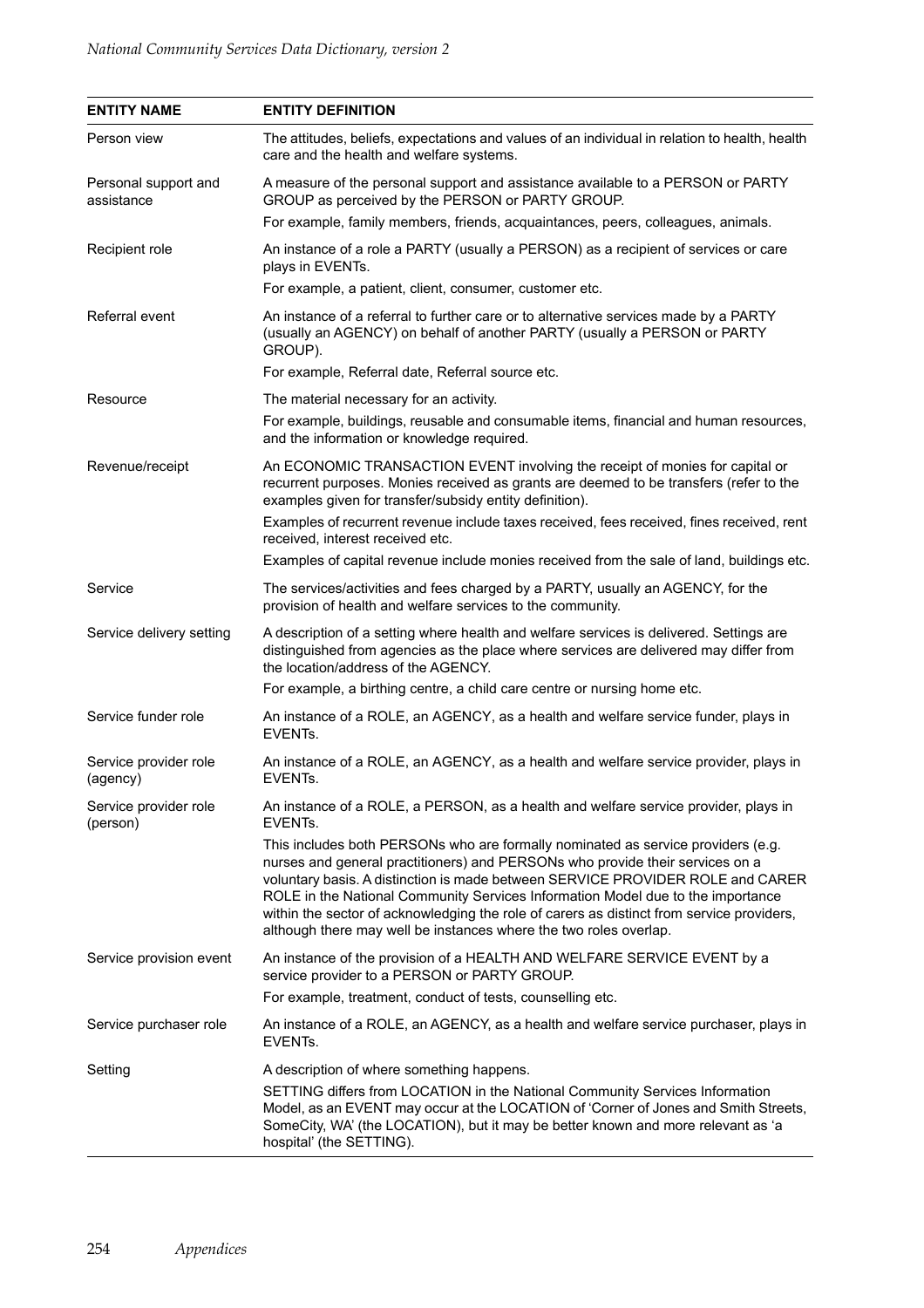| ENTITY NAME | ENTITY DEFINITION |
|---|---|
| Person view | The attitudes, beliefs, expectations and values of an individual in relation to health, health care and the health and welfare systems. |
| Personal support and assistance | A measure of the personal support and assistance available to a PERSON or PARTY GROUP as perceived by the PERSON or PARTY GROUP.<br>For example, family members, friends, acquaintances, peers, colleagues, animals. |
| Recipient role | An instance of a role a PARTY (usually a PERSON) as a recipient of services or care plays in EVENTs.<br>For example, a patient, client, consumer, customer etc. |
| Referral event | An instance of a referral to further care or to alternative services made by a PARTY (usually an AGENCY) on behalf of another PARTY (usually a PERSON or PARTY GROUP).<br>For example, Referral date, Referral source etc. |
| Resource | The material necessary for an activity.<br>For example, buildings, reusable and consumable items, financial and human resources, and the information or knowledge required. |
| Revenue/receipt | An ECONOMIC TRANSACTION EVENT involving the receipt of monies for capital or recurrent purposes. Monies received as grants are deemed to be transfers (refer to the examples given for transfer/subsidy entity definition).<br>Examples of recurrent revenue include taxes received, fees received, fines received, rent received, interest received etc.<br>Examples of capital revenue include monies received from the sale of land, buildings etc. |
| Service | The services/activities and fees charged by a PARTY, usually an AGENCY, for the provision of health and welfare services to the community. |
| Service delivery setting | A description of a setting where health and welfare services is delivered. Settings are distinguished from agencies as the place where services are delivered may differ from the location/address of the AGENCY.<br>For example, a birthing centre, a child care centre or nursing home etc. |
| Service funder role | An instance of a ROLE, an AGENCY, as a health and welfare service funder, plays in EVENTs. |
| Service provider role (agency) | An instance of a ROLE, an AGENCY, as a health and welfare service provider, plays in EVENTs. |
| Service provider role (person) | An instance of a ROLE, a PERSON, as a health and welfare service provider, plays in EVENTs.<br>This includes both PERSONs who are formally nominated as service providers (e.g. nurses and general practitioners) and PERSONs who provide their services on a voluntary basis. A distinction is made between SERVICE PROVIDER ROLE and CARER ROLE in the National Community Services Information Model due to the importance within the sector of acknowledging the role of carers as distinct from service providers, although there may well be instances where the two roles overlap. |
| Service provision event | An instance of the provision of a HEALTH AND WELFARE SERVICE EVENT by a service provider to a PERSON or PARTY GROUP.<br>For example, treatment, conduct of tests, counselling etc. |
| Service purchaser role | An instance of a ROLE, an AGENCY, as a health and welfare service purchaser, plays in EVENTs. |
| Setting | A description of where something happens.<br>SETTING differs from LOCATION in the National Community Services Information Model, as an EVENT may occur at the LOCATION of 'Corner of Jones and Smith Streets, SomeCity, WA' (the LOCATION), but it may be better known and more relevant as 'a hospital' (the SETTING). |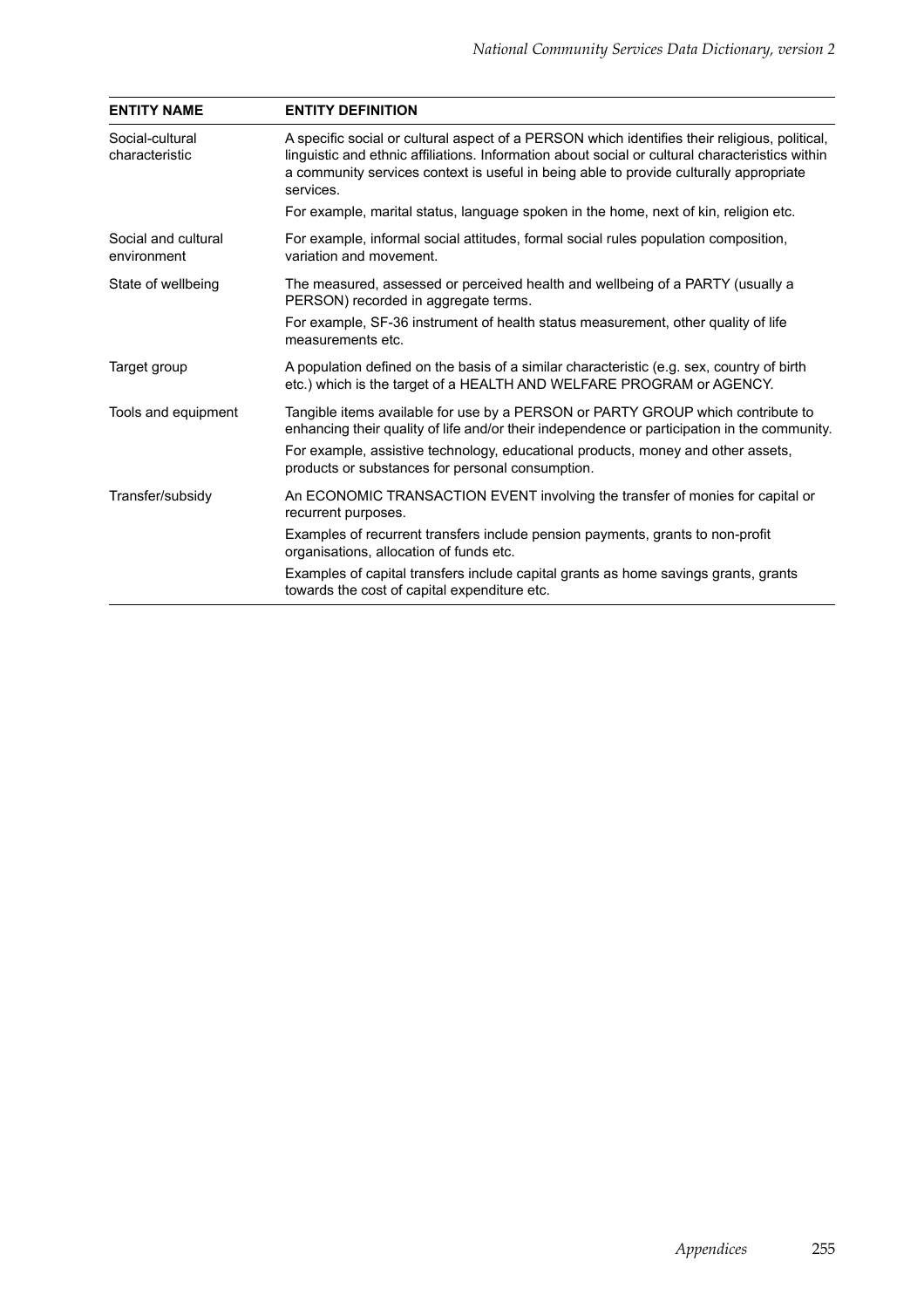| ENTITY NAME | ENTITY DEFINITION |
|---|---|
| Social-cultural characteristic | A specific social or cultural aspect of a PERSON which identifies their religious, political, linguistic and ethnic affiliations. Information about social or cultural characteristics within a community services context is useful in being able to provide culturally appropriate services.<br><br>For example, marital status, language spoken in the home, next of kin, religion etc. |
| Social and cultural environment | For example, informal social attitudes, formal social rules population composition, variation and movement. |
| State of wellbeing | The measured, assessed or perceived health and wellbeing of a PARTY (usually a PERSON) recorded in aggregate terms.<br><br>For example, SF-36 instrument of health status measurement, other quality of life measurements etc. |
| Target group | A population defined on the basis of a similar characteristic (e.g. sex, country of birth etc.) which is the target of a HEALTH AND WELFARE PROGRAM or AGENCY. |
| Tools and equipment | Tangible items available for use by a PERSON or PARTY GROUP which contribute to enhancing their quality of life and/or their independence or participation in the community.<br><br>For example, assistive technology, educational products, money and other assets, products or substances for personal consumption. |
| Transfer/subsidy | An ECONOMIC TRANSACTION EVENT involving the transfer of monies for capital or recurrent purposes.<br><br>Examples of recurrent transfers include pension payments, grants to non-profit organisations, allocation of funds etc.<br><br>Examples of capital transfers include capital grants as home savings grants, grants towards the cost of capital expenditure etc. |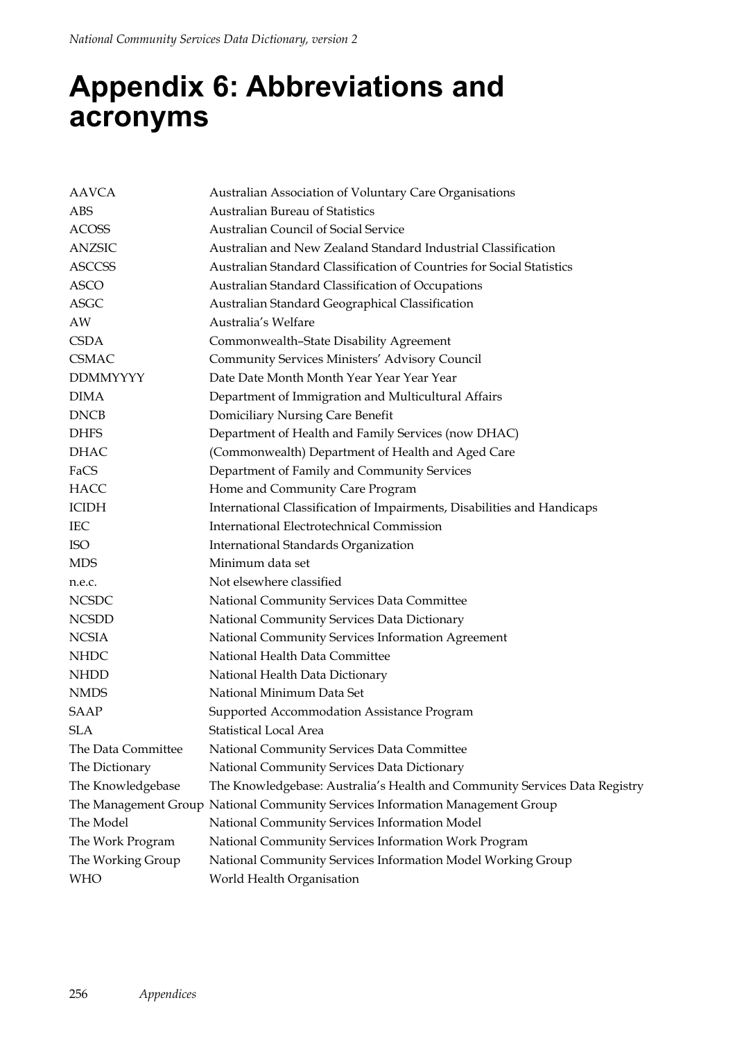# Appendix 6: Abbreviations and acronyms

| | |
|---|---|
| AAVCA | Australian Association of Voluntary Care Organisations |
| ABS | Australian Bureau of Statistics |
| ACOSS | Australian Council of Social Service |
| ANZSIC | Australian and New Zealand Standard Industrial Classification |
| ASCCSS | Australian Standard Classification of Countries for Social Statistics |
| ASCO | Australian Standard Classification of Occupations |
| ASGC | Australian Standard Geographical Classification |
| AW | Australia's Welfare |
| CSDA | Commonwealth–State Disability Agreement |
| CSMAC | Community Services Ministers' Advisory Council |
| DDMMYYYY | Date Date Month Month Year Year Year Year |
| DIMA | Department of Immigration and Multicultural Affairs |
| DNCB | Domiciliary Nursing Care Benefit |
| DHFS | Department of Health and Family Services (now DHAC) |
| DHAC | (Commonwealth) Department of Health and Aged Care |
| FaCS | Department of Family and Community Services |
| HACC | Home and Community Care Program |
| ICIDH | International Classification of Impairments, Disabilities and Handicaps |
| IEC | International Electrotechnical Commission |
| ISO | International Standards Organization |
| MDS | Minimum data set |
| n.e.c. | Not elsewhere classified |
| NCSDC | National Community Services Data Committee |
| NCSDD | National Community Services Data Dictionary |
| NCSIA | National Community Services Information Agreement |
| NHDC | National Health Data Committee |
| NHDD | National Health Data Dictionary |
| NMDS | National Minimum Data Set |
| SAAP | Supported Accommodation Assistance Program |
| SLA | Statistical Local Area |
| The Data Committee | National Community Services Data Committee |
| The Dictionary | National Community Services Data Dictionary |
| The Knowledgebase | The Knowledgebase: Australia's Health and Community Services Data Registry |
| The Management Group | National Community Services Information Management Group |
| The Model | National Community Services Information Model |
| The Work Program | National Community Services Information Work Program |
| The Working Group | National Community Services Information Model Working Group |
| WHO | World Health Organisation |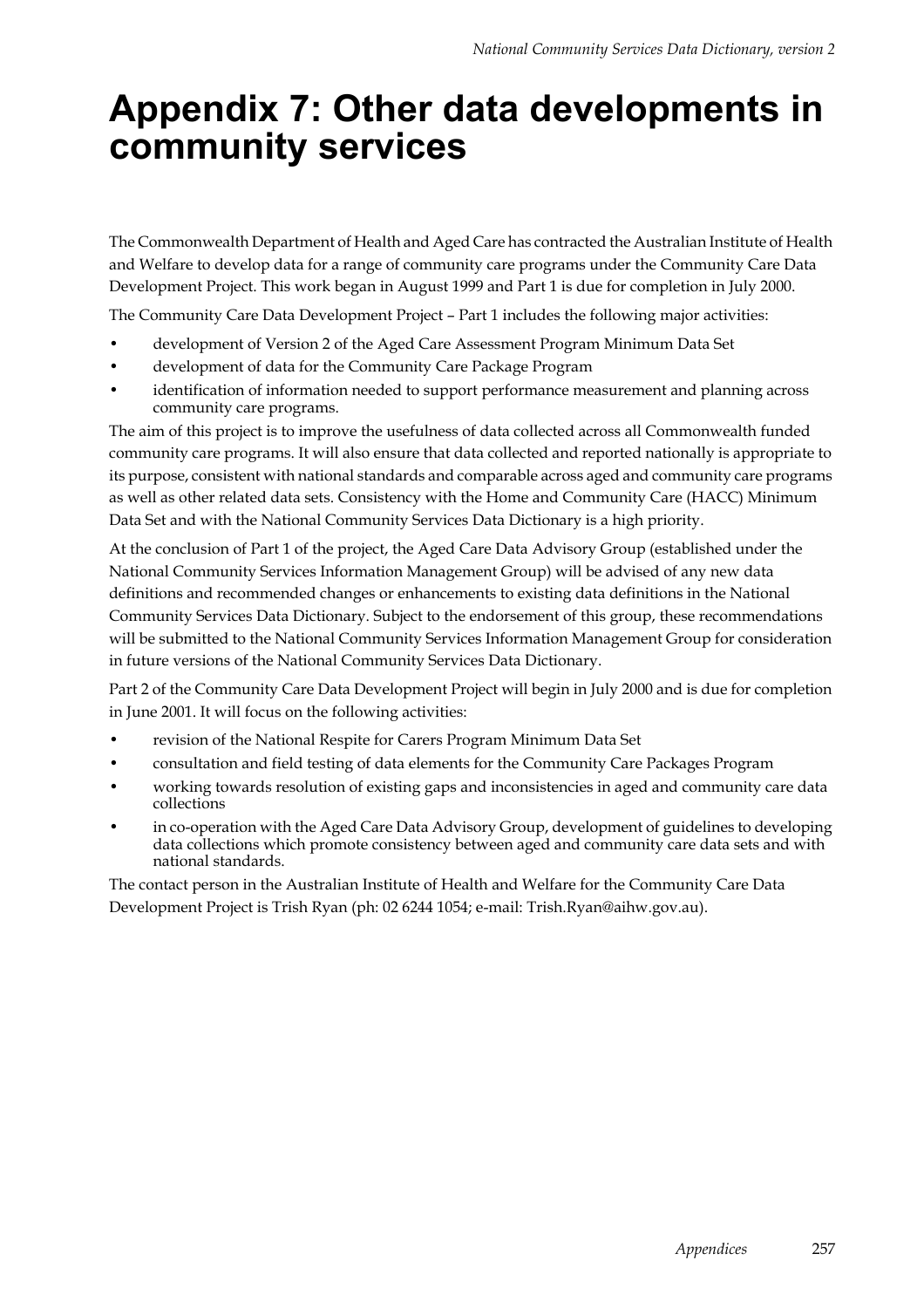# Appendix 7: Other data developments in community services

The Commonwealth Department of Health and Aged Care has contracted the Australian Institute of Health and Welfare to develop data for a range of community care programs under the Community Care Data Development Project. This work began in August 1999 and Part 1 is due for completion in July 2000.

The Community Care Data Development Project – Part 1 includes the following major activities:

- development of Version 2 of the Aged Care Assessment Program Minimum Data Set
- development of data for the Community Care Package Program
- identification of information needed to support performance measurement and planning across community care programs.

The aim of this project is to improve the usefulness of data collected across all Commonwealth funded community care programs. It will also ensure that data collected and reported nationally is appropriate to its purpose, consistent with national standards and comparable across aged and community care programs as well as other related data sets. Consistency with the Home and Community Care (HACC) Minimum Data Set and with the National Community Services Data Dictionary is a high priority.

At the conclusion of Part 1 of the project, the Aged Care Data Advisory Group (established under the National Community Services Information Management Group) will be advised of any new data definitions and recommended changes or enhancements to existing data definitions in the National Community Services Data Dictionary. Subject to the endorsement of this group, these recommendations will be submitted to the National Community Services Information Management Group for consideration in future versions of the National Community Services Data Dictionary.

Part 2 of the Community Care Data Development Project will begin in July 2000 and is due for completion in June 2001. It will focus on the following activities:

- revision of the National Respite for Carers Program Minimum Data Set
- consultation and field testing of data elements for the Community Care Packages Program
- working towards resolution of existing gaps and inconsistencies in aged and community care data collections
- in co-operation with the Aged Care Data Advisory Group, development of guidelines to developing data collections which promote consistency between aged and community care data sets and with national standards.

The contact person in the Australian Institute of Health and Welfare for the Community Care Data Development Project is Trish Ryan (ph: 02 6244 1054; e-mail: Trish.Ryan@aihw.gov.au).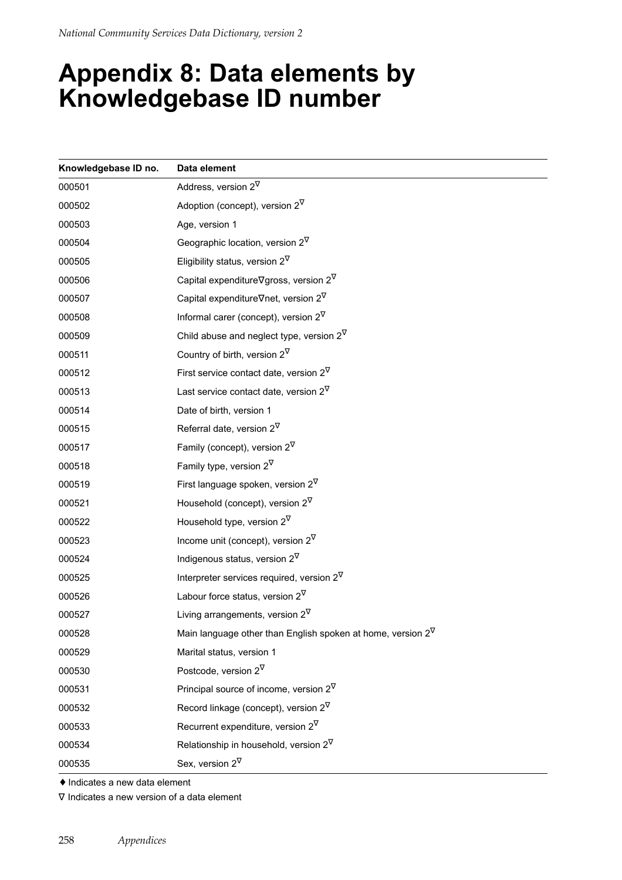# Appendix 8: Data elements by Knowledgebase ID number

| Knowledgebase ID no. | Data element |
|---|---|
| 000501 | Address, version 2∇ |
| 000502 | Adoption (concept), version 2∇ |
| 000503 | Age, version 1 |
| 000504 | Geographic location, version 2∇ |
| 000505 | Eligibility status, version 2∇ |
| 000506 | Capital expenditure∇gross, version 2∇ |
| 000507 | Capital expenditure∇net, version 2∇ |
| 000508 | Informal carer (concept), version 2∇ |
| 000509 | Child abuse and neglect type, version 2∇ |
| 000511 | Country of birth, version 2∇ |
| 000512 | First service contact date, version 2∇ |
| 000513 | Last service contact date, version 2∇ |
| 000514 | Date of birth, version 1 |
| 000515 | Referral date, version 2∇ |
| 000517 | Family (concept), version 2∇ |
| 000518 | Family type, version 2∇ |
| 000519 | First language spoken, version 2∇ |
| 000521 | Household (concept), version 2∇ |
| 000522 | Household type, version 2∇ |
| 000523 | Income unit (concept), version 2∇ |
| 000524 | Indigenous status, version 2∇ |
| 000525 | Interpreter services required, version 2∇ |
| 000526 | Labour force status, version 2∇ |
| 000527 | Living arrangements, version 2∇ |
| 000528 | Main language other than English spoken at home, version 2∇ |
| 000529 | Marital status, version 1 |
| 000530 | Postcode, version 2∇ |
| 000531 | Principal source of income, version 2∇ |
| 000532 | Record linkage (concept), version 2∇ |
| 000533 | Recurrent expenditure, version 2∇ |
| 000534 | Relationship in household, version 2∇ |
| 000535 | Sex, version 2∇ |

♦ Indicates a new data element

∇ Indicates a new version of a data element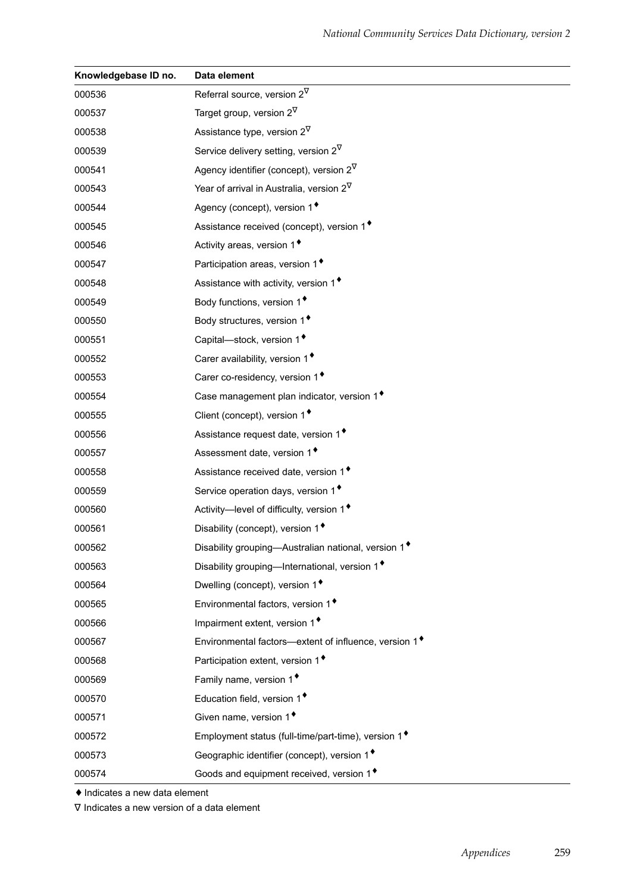| Knowledgebase ID no. | Data element |
|---|---|
| 000536 | Referral source, version 2∇ |
| 000537 | Target group, version 2∇ |
| 000538 | Assistance type, version 2∇ |
| 000539 | Service delivery setting, version 2∇ |
| 000541 | Agency identifier (concept), version 2∇ |
| 000543 | Year of arrival in Australia, version 2∇ |
| 000544 | Agency (concept), version 1♦ |
| 000545 | Assistance received (concept), version 1♦ |
| 000546 | Activity areas, version 1♦ |
| 000547 | Participation areas, version 1♦ |
| 000548 | Assistance with activity, version 1♦ |
| 000549 | Body functions, version 1♦ |
| 000550 | Body structures, version 1♦ |
| 000551 | Capital—stock, version 1♦ |
| 000552 | Carer availability, version 1♦ |
| 000553 | Carer co-residency, version 1♦ |
| 000554 | Case management plan indicator, version 1♦ |
| 000555 | Client (concept), version 1♦ |
| 000556 | Assistance request date, version 1♦ |
| 000557 | Assessment date, version 1♦ |
| 000558 | Assistance received date, version 1♦ |
| 000559 | Service operation days, version 1♦ |
| 000560 | Activity—level of difficulty, version 1♦ |
| 000561 | Disability (concept), version 1♦ |
| 000562 | Disability grouping—Australian national, version 1♦ |
| 000563 | Disability grouping—International, version 1♦ |
| 000564 | Dwelling (concept), version 1♦ |
| 000565 | Environmental factors, version 1♦ |
| 000566 | Impairment extent, version 1♦ |
| 000567 | Environmental factors—extent of influence, version 1♦ |
| 000568 | Participation extent, version 1♦ |
| 000569 | Family name, version 1♦ |
| 000570 | Education field, version 1♦ |
| 000571 | Given name, version 1♦ |
| 000572 | Employment status (full-time/part-time), version 1♦ |
| 000573 | Geographic identifier (concept), version 1♦ |
| 000574 | Goods and equipment received, version 1♦ |

♦ Indicates a new data element

∇ Indicates a new version of a data element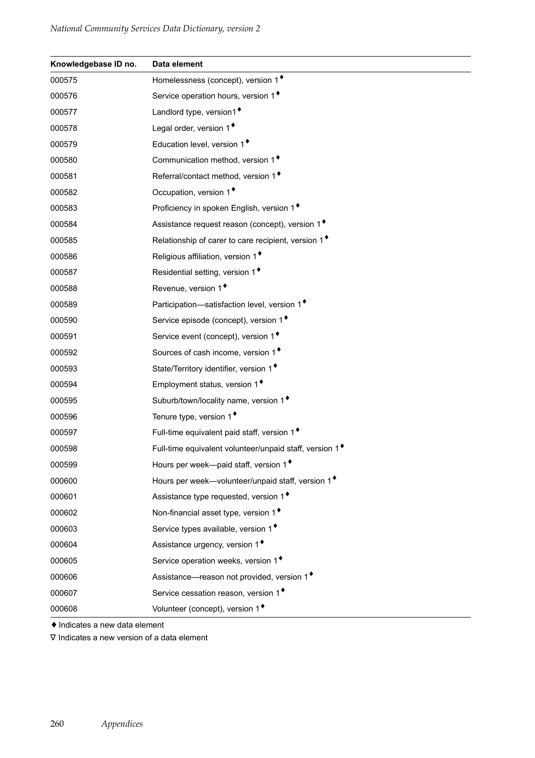| Knowledgebase ID no. | Data element |
|---|---|
| 000575 | Homelessness (concept), version 1♦ |
| 000576 | Service operation hours, version 1♦ |
| 000577 | Landlord type, version1♦ |
| 000578 | Legal order, version 1♦ |
| 000579 | Education level, version 1♦ |
| 000580 | Communication method, version 1♦ |
| 000581 | Referral/contact method, version 1♦ |
| 000582 | Occupation, version 1♦ |
| 000583 | Proficiency in spoken English, version 1♦ |
| 000584 | Assistance request reason (concept), version 1♦ |
| 000585 | Relationship of carer to care recipient, version 1♦ |
| 000586 | Religious affiliation, version 1♦ |
| 000587 | Residential setting, version 1♦ |
| 000588 | Revenue, version 1♦ |
| 000589 | Participation—satisfaction level, version 1♦ |
| 000590 | Service episode (concept), version 1♦ |
| 000591 | Service event (concept), version 1♦ |
| 000592 | Sources of cash income, version 1♦ |
| 000593 | State/Territory identifier, version 1♦ |
| 000594 | Employment status, version 1♦ |
| 000595 | Suburb/town/locality name, version 1♦ |
| 000596 | Tenure type, version 1♦ |
| 000597 | Full-time equivalent paid staff, version 1♦ |
| 000598 | Full-time equivalent volunteer/unpaid staff, version 1♦ |
| 000599 | Hours per week—paid staff, version 1♦ |
| 000600 | Hours per week—volunteer/unpaid staff, version 1♦ |
| 000601 | Assistance type requested, version 1♦ |
| 000602 | Non-financial asset type, version 1♦ |
| 000603 | Service types available, version 1♦ |
| 000604 | Assistance urgency, version 1♦ |
| 000605 | Service operation weeks, version 1♦ |
| 000606 | Assistance—reason not provided, version 1♦ |
| 000607 | Service cessation reason, version 1♦ |
| 000608 | Volunteer (concept), version 1♦ |

♦ Indicates a new data element

∇ Indicates a new version of a data element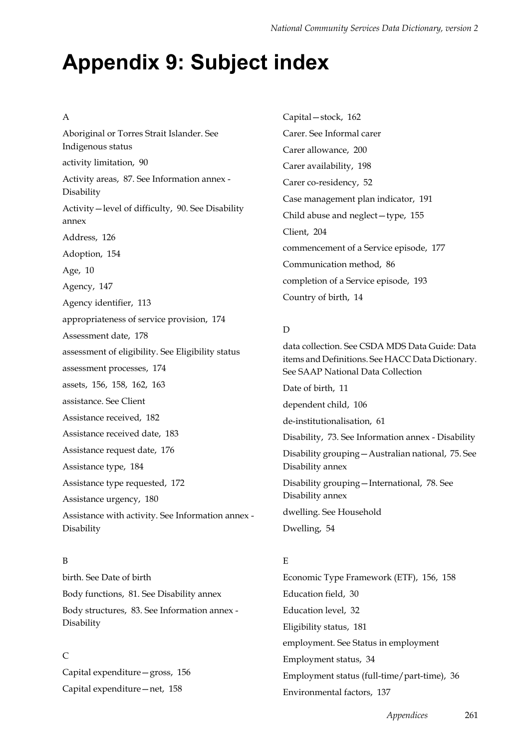# Appendix 9: Subject index

A

Aboriginal or Torres Strait Islander. See Indigenous status

activity limitation, 90

Activity areas, 87. See Information annex - Disability

Activity—level of difficulty, 90. See Disability annex

Address, 126

Adoption, 154

Age, 10

Agency, 147

Agency identifier, 113

appropriateness of service provision, 174

Assessment date, 178

assessment of eligibility. See Eligibility status

assessment processes, 174

assets, 156, 158, 162, 163

assistance. See Client

Assistance received, 182

Assistance received date, 183

Assistance request date, 176

Assistance type, 184

Assistance type requested, 172

Assistance urgency, 180

Assistance with activity. See Information annex - Disability

B

birth. See Date of birth

Body functions, 81. See Disability annex

Body structures, 83. See Information annex - Disability

C

Capital expenditure—gross, 156

Capital expenditure—net, 158

Capital—stock, 162

Carer. See Informal carer

Carer allowance, 200

Carer availability, 198

Carer co-residency, 52

Case management plan indicator, 191

Child abuse and neglect—type, 155

Client, 204

commencement of a Service episode, 177

Communication method, 86

completion of a Service episode, 193

Country of birth, 14

D

data collection. See CSDA MDS Data Guide: Data items and Definitions. See HACC Data Dictionary. See SAAP National Data Collection

Date of birth, 11

dependent child, 106

de-institutionalisation, 61

Disability, 73. See Information annex - Disability

Disability grouping—Australian national, 75. See Disability annex

Disability grouping—International, 78. See Disability annex

dwelling. See Household

Dwelling, 54

E

Economic Type Framework (ETF), 156, 158

Education field, 30

Education level, 32

Eligibility status, 181

employment. See Status in employment

Employment status, 34

Employment status (full-time/part-time), 36

Environmental factors, 137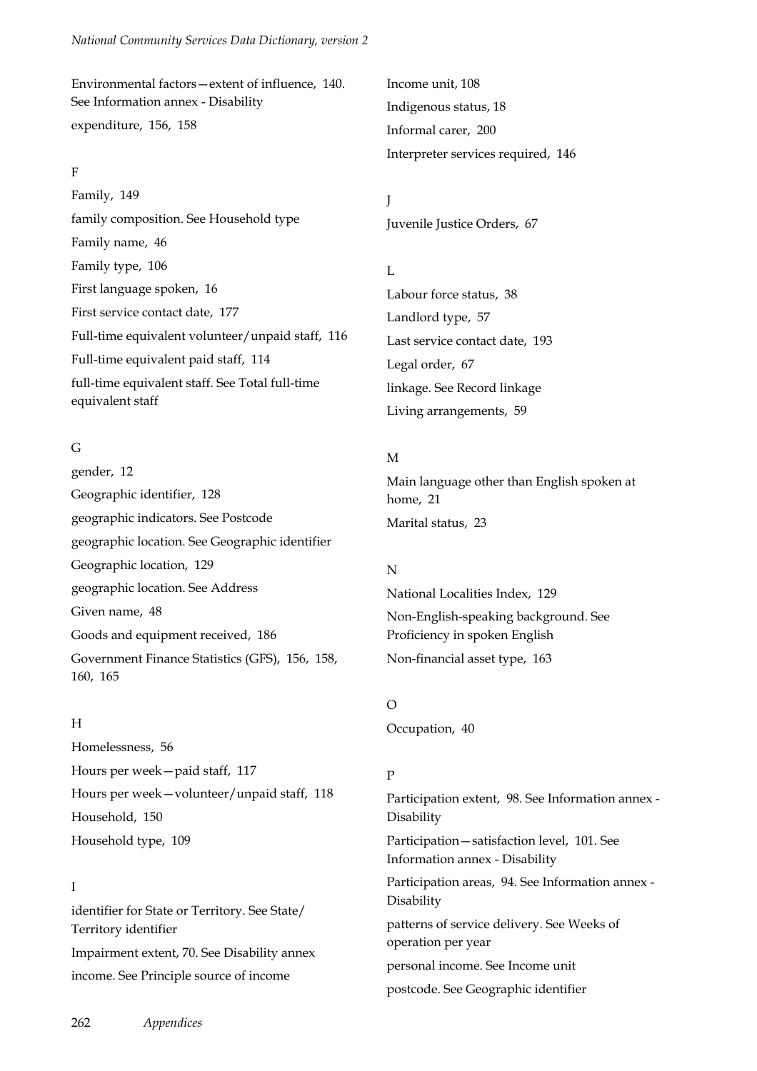Environmental factors—extent of influence, 140. See Information annex - Disability

expenditure, 156, 158

F

Family, 149

family composition. See Household type

Family name, 46

Family type, 106

First language spoken, 16

First service contact date, 177

Full-time equivalent volunteer/unpaid staff, 116

Full-time equivalent paid staff, 114

full-time equivalent staff. See Total full-time equivalent staff

G

gender, 12

Geographic identifier, 128

geographic indicators. See Postcode

geographic location. See Geographic identifier

Geographic location, 129

geographic location. See Address

Given name, 48

Goods and equipment received, 186

Government Finance Statistics (GFS), 156, 158, 160, 165

H

Homelessness, 56

Hours per week—paid staff, 117

Hours per week—volunteer/unpaid staff, 118

Household, 150

Household type, 109

I

identifier for State or Territory. See State/Territory identifier

Impairment extent, 70. See Disability annex

income. See Principle source of income

Income unit, 108

Indigenous status, 18

Informal carer, 200

Interpreter services required, 146

J

Juvenile Justice Orders, 67

L

Labour force status, 38

Landlord type, 57

Last service contact date, 193

Legal order, 67

linkage. See Record linkage

Living arrangements, 59

M

Main language other than English spoken at home, 21

Marital status, 23

N

National Localities Index, 129

Non-English-speaking background. See Proficiency in spoken English

Non-financial asset type, 163

O

Occupation, 40

P

Participation extent, 98. See Information annex - Disability

Participation—satisfaction level, 101. See Information annex - Disability

Participation areas, 94. See Information annex - Disability

patterns of service delivery. See Weeks of operation per year

personal income. See Income unit

postcode. See Geographic identifier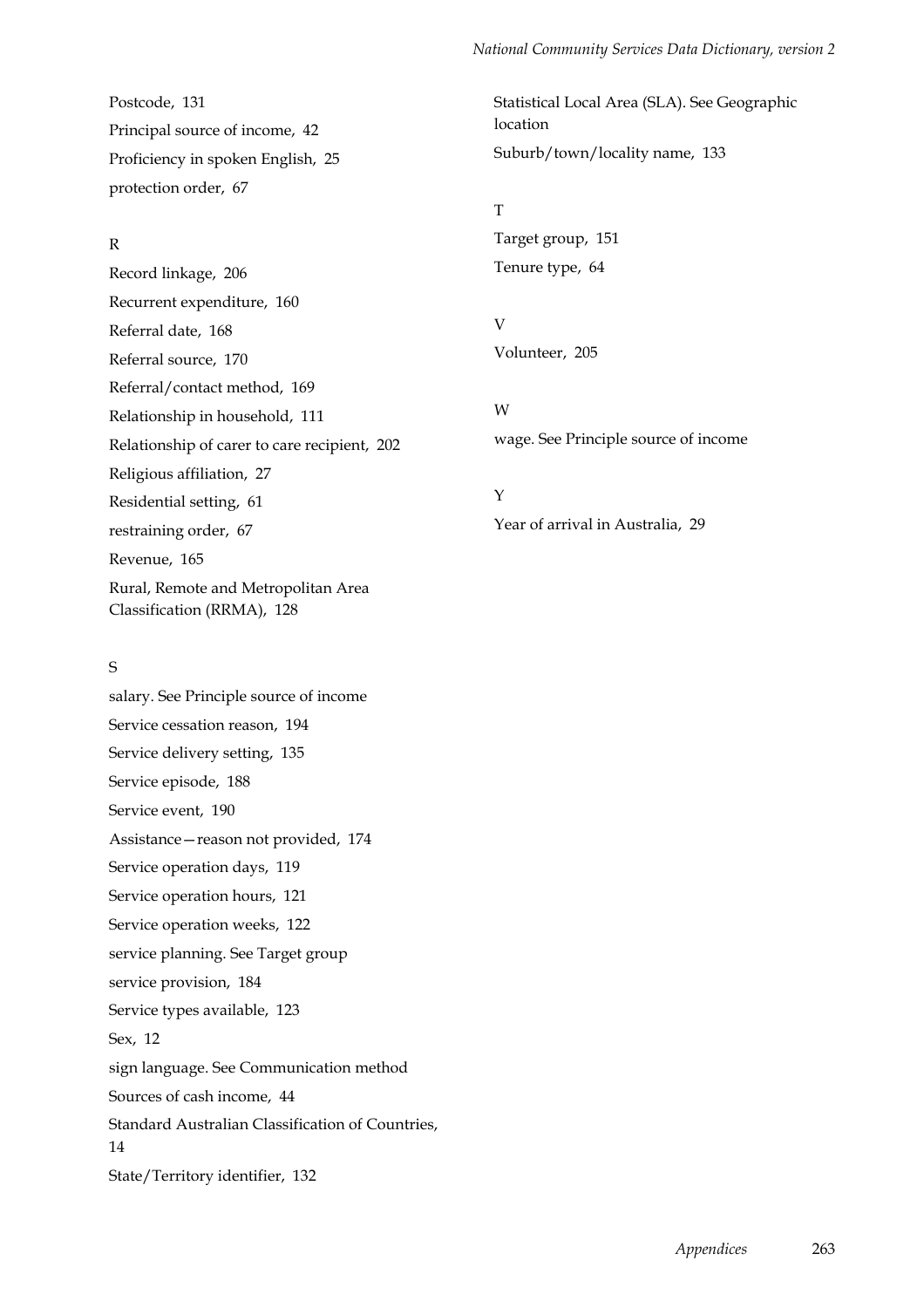Postcode, 131

Principal source of income, 42

Proficiency in spoken English, 25

protection order, 67

R

Record linkage, 206

Recurrent expenditure, 160

Referral date, 168

Referral source, 170

Referral/contact method, 169

Relationship in household, 111

Relationship of carer to care recipient, 202

Religious affiliation, 27

Residential setting, 61

restraining order, 67

Revenue, 165

Rural, Remote and Metropolitan Area Classification (RRMA), 128

S

salary. See Principle source of income

Service cessation reason, 194

Service delivery setting, 135

Service episode, 188

Service event, 190

Assistance—reason not provided, 174

Service operation days, 119

Service operation hours, 121

Service operation weeks, 122

service planning. See Target group

service provision, 184

Service types available, 123

Sex, 12

sign language. See Communication method

Sources of cash income, 44

Standard Australian Classification of Countries, 14

State/Territory identifier, 132

Statistical Local Area (SLA). See Geographic location

Suburb/town/locality name, 133

T

Target group, 151

Tenure type, 64

V

Volunteer, 205

W

wage. See Principle source of income

Y

Year of arrival in Australia, 29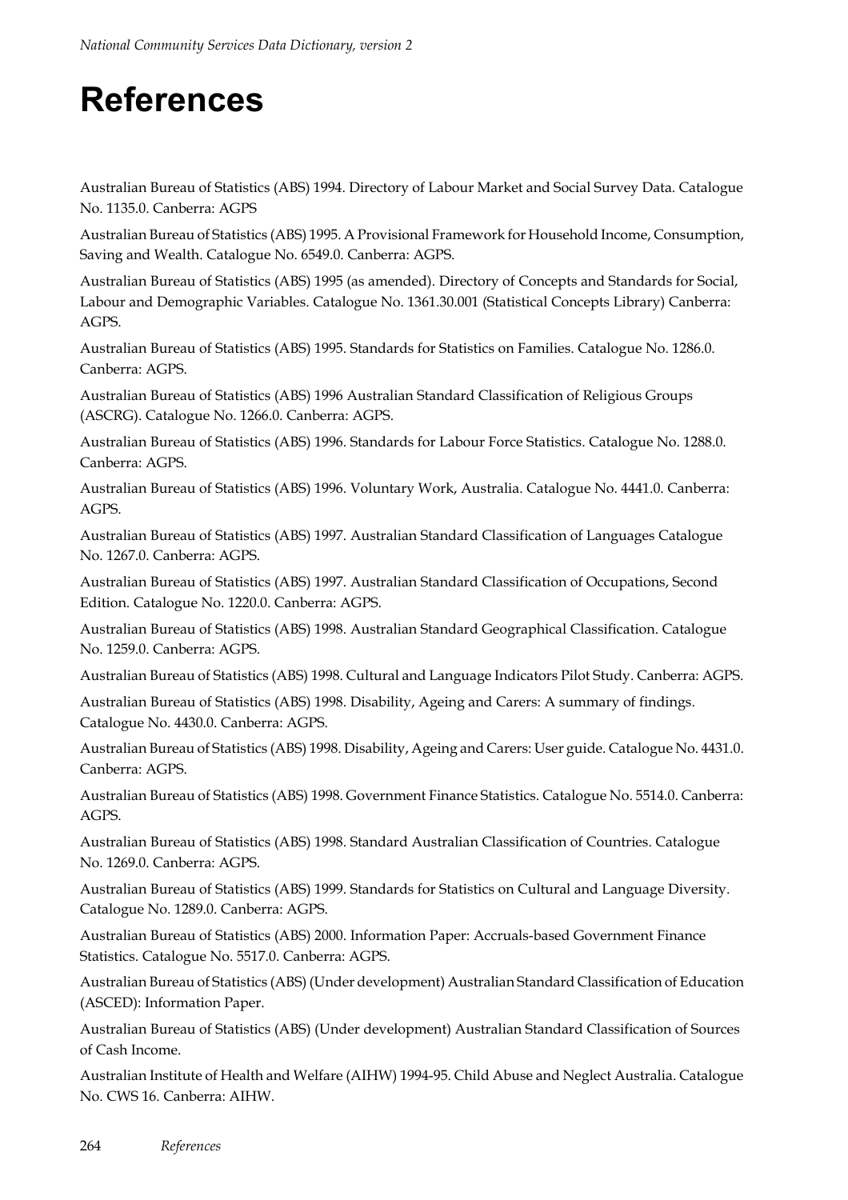# References

Australian Bureau of Statistics (ABS) 1994. Directory of Labour Market and Social Survey Data. Catalogue No. 1135.0. Canberra: AGPS

Australian Bureau of Statistics (ABS) 1995. A Provisional Framework for Household Income, Consumption, Saving and Wealth. Catalogue No. 6549.0. Canberra: AGPS.

Australian Bureau of Statistics (ABS) 1995 (as amended). Directory of Concepts and Standards for Social, Labour and Demographic Variables. Catalogue No. 1361.30.001 (Statistical Concepts Library) Canberra: AGPS.

Australian Bureau of Statistics (ABS) 1995. Standards for Statistics on Families. Catalogue No. 1286.0. Canberra: AGPS.

Australian Bureau of Statistics (ABS) 1996 Australian Standard Classification of Religious Groups (ASCRG). Catalogue No. 1266.0. Canberra: AGPS.

Australian Bureau of Statistics (ABS) 1996. Standards for Labour Force Statistics. Catalogue No. 1288.0. Canberra: AGPS.

Australian Bureau of Statistics (ABS) 1996. Voluntary Work, Australia. Catalogue No. 4441.0. Canberra: AGPS.

Australian Bureau of Statistics (ABS) 1997. Australian Standard Classification of Languages Catalogue No. 1267.0. Canberra: AGPS.

Australian Bureau of Statistics (ABS) 1997. Australian Standard Classification of Occupations, Second Edition. Catalogue No. 1220.0. Canberra: AGPS.

Australian Bureau of Statistics (ABS) 1998. Australian Standard Geographical Classification. Catalogue No. 1259.0. Canberra: AGPS.

Australian Bureau of Statistics (ABS) 1998. Cultural and Language Indicators Pilot Study. Canberra: AGPS.

Australian Bureau of Statistics (ABS) 1998. Disability, Ageing and Carers: A summary of findings. Catalogue No. 4430.0. Canberra: AGPS.

Australian Bureau of Statistics (ABS) 1998. Disability, Ageing and Carers: User guide. Catalogue No. 4431.0. Canberra: AGPS.

Australian Bureau of Statistics (ABS) 1998. Government Finance Statistics. Catalogue No. 5514.0. Canberra: AGPS.

Australian Bureau of Statistics (ABS) 1998. Standard Australian Classification of Countries. Catalogue No. 1269.0. Canberra: AGPS.

Australian Bureau of Statistics (ABS) 1999. Standards for Statistics on Cultural and Language Diversity. Catalogue No. 1289.0. Canberra: AGPS.

Australian Bureau of Statistics (ABS) 2000. Information Paper: Accruals-based Government Finance Statistics. Catalogue No. 5517.0. Canberra: AGPS.

Australian Bureau of Statistics (ABS) (Under development) Australian Standard Classification of Education (ASCED): Information Paper.

Australian Bureau of Statistics (ABS) (Under development) Australian Standard Classification of Sources of Cash Income.

Australian Institute of Health and Welfare (AIHW) 1994-95. Child Abuse and Neglect Australia. Catalogue No. CWS 16. Canberra: AIHW.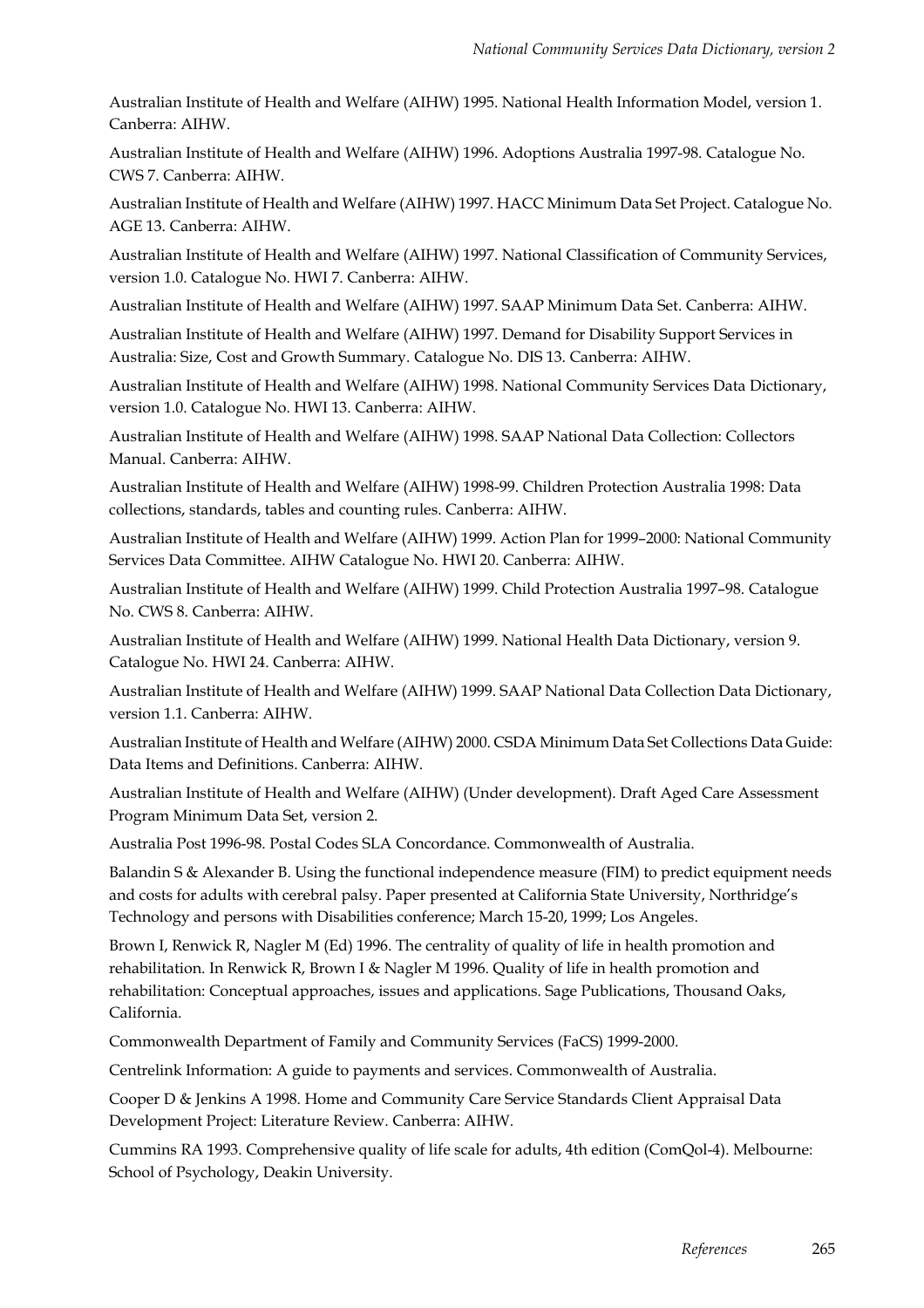Australian Institute of Health and Welfare (AIHW) 1995. National Health Information Model, version 1. Canberra: AIHW.

Australian Institute of Health and Welfare (AIHW) 1996. Adoptions Australia 1997-98. Catalogue No. CWS 7. Canberra: AIHW.

Australian Institute of Health and Welfare (AIHW) 1997. HACC Minimum Data Set Project. Catalogue No. AGE 13. Canberra: AIHW.

Australian Institute of Health and Welfare (AIHW) 1997. National Classification of Community Services, version 1.0. Catalogue No. HWI 7. Canberra: AIHW.

Australian Institute of Health and Welfare (AIHW) 1997. SAAP Minimum Data Set. Canberra: AIHW.

Australian Institute of Health and Welfare (AIHW) 1997. Demand for Disability Support Services in Australia: Size, Cost and Growth Summary. Catalogue No. DIS 13. Canberra: AIHW.

Australian Institute of Health and Welfare (AIHW) 1998. National Community Services Data Dictionary, version 1.0. Catalogue No. HWI 13. Canberra: AIHW.

Australian Institute of Health and Welfare (AIHW) 1998. SAAP National Data Collection: Collectors Manual. Canberra: AIHW.

Australian Institute of Health and Welfare (AIHW) 1998-99. Children Protection Australia 1998: Data collections, standards, tables and counting rules. Canberra: AIHW.

Australian Institute of Health and Welfare (AIHW) 1999. Action Plan for 1999–2000: National Community Services Data Committee. AIHW Catalogue No. HWI 20. Canberra: AIHW.

Australian Institute of Health and Welfare (AIHW) 1999. Child Protection Australia 1997–98. Catalogue No. CWS 8. Canberra: AIHW.

Australian Institute of Health and Welfare (AIHW) 1999. National Health Data Dictionary, version 9. Catalogue No. HWI 24. Canberra: AIHW.

Australian Institute of Health and Welfare (AIHW) 1999. SAAP National Data Collection Data Dictionary, version 1.1. Canberra: AIHW.

Australian Institute of Health and Welfare (AIHW) 2000. CSDA Minimum Data Set Collections Data Guide: Data Items and Definitions. Canberra: AIHW.

Australian Institute of Health and Welfare (AIHW) (Under development). Draft Aged Care Assessment Program Minimum Data Set, version 2.

Australia Post 1996-98. Postal Codes SLA Concordance. Commonwealth of Australia.

Balandin S & Alexander B. Using the functional independence measure (FIM) to predict equipment needs and costs for adults with cerebral palsy. Paper presented at California State University, Northridge's Technology and persons with Disabilities conference; March 15-20, 1999; Los Angeles.

Brown I, Renwick R, Nagler M (Ed) 1996. The centrality of quality of life in health promotion and rehabilitation. In Renwick R, Brown I & Nagler M 1996. Quality of life in health promotion and rehabilitation: Conceptual approaches, issues and applications. Sage Publications, Thousand Oaks, California.

Commonwealth Department of Family and Community Services (FaCS) 1999-2000.

Centrelink Information: A guide to payments and services. Commonwealth of Australia.

Cooper D & Jenkins A 1998. Home and Community Care Service Standards Client Appraisal Data Development Project: Literature Review. Canberra: AIHW.

Cummins RA 1993. Comprehensive quality of life scale for adults, 4th edition (ComQol-4). Melbourne: School of Psychology, Deakin University.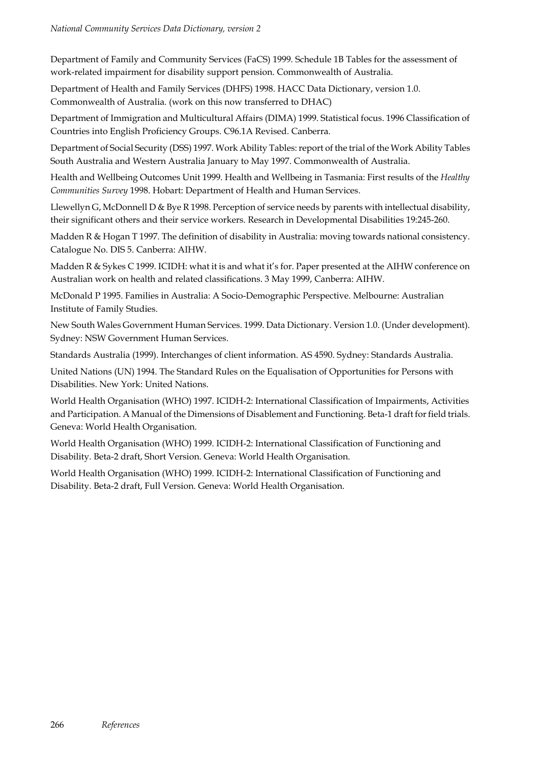Department of Family and Community Services (FaCS) 1999. Schedule 1B Tables for the assessment of work-related impairment for disability support pension. Commonwealth of Australia.

Department of Health and Family Services (DHFS) 1998. HACC Data Dictionary, version 1.0. Commonwealth of Australia. (work on this now transferred to DHAC)

Department of Immigration and Multicultural Affairs (DIMA) 1999. Statistical focus. 1996 Classification of Countries into English Proficiency Groups. C96.1A Revised. Canberra.

Department of Social Security (DSS) 1997. Work Ability Tables: report of the trial of the Work Ability Tables South Australia and Western Australia January to May 1997. Commonwealth of Australia.

Health and Wellbeing Outcomes Unit 1999. Health and Wellbeing in Tasmania: First results of the *Healthy Communities Survey* 1998. Hobart: Department of Health and Human Services.

Llewellyn G, McDonnell D & Bye R 1998. Perception of service needs by parents with intellectual disability, their significant others and their service workers. Research in Developmental Disabilities 19:245-260.

Madden R & Hogan T 1997. The definition of disability in Australia: moving towards national consistency. Catalogue No. DIS 5. Canberra: AIHW.

Madden R & Sykes C 1999. ICIDH: what it is and what it's for. Paper presented at the AIHW conference on Australian work on health and related classifications. 3 May 1999, Canberra: AIHW.

McDonald P 1995. Families in Australia: A Socio-Demographic Perspective. Melbourne: Australian Institute of Family Studies.

New South Wales Government Human Services. 1999. Data Dictionary. Version 1.0. (Under development). Sydney: NSW Government Human Services.

Standards Australia (1999). Interchanges of client information. AS 4590. Sydney: Standards Australia.

United Nations (UN) 1994. The Standard Rules on the Equalisation of Opportunities for Persons with Disabilities. New York: United Nations.

World Health Organisation (WHO) 1997. ICIDH-2: International Classification of Impairments, Activities and Participation. A Manual of the Dimensions of Disablement and Functioning. Beta-1 draft for field trials. Geneva: World Health Organisation.

World Health Organisation (WHO) 1999. ICIDH-2: International Classification of Functioning and Disability. Beta-2 draft, Short Version. Geneva: World Health Organisation.

World Health Organisation (WHO) 1999. ICIDH-2: International Classification of Functioning and Disability. Beta-2 draft, Full Version. Geneva: World Health Organisation.